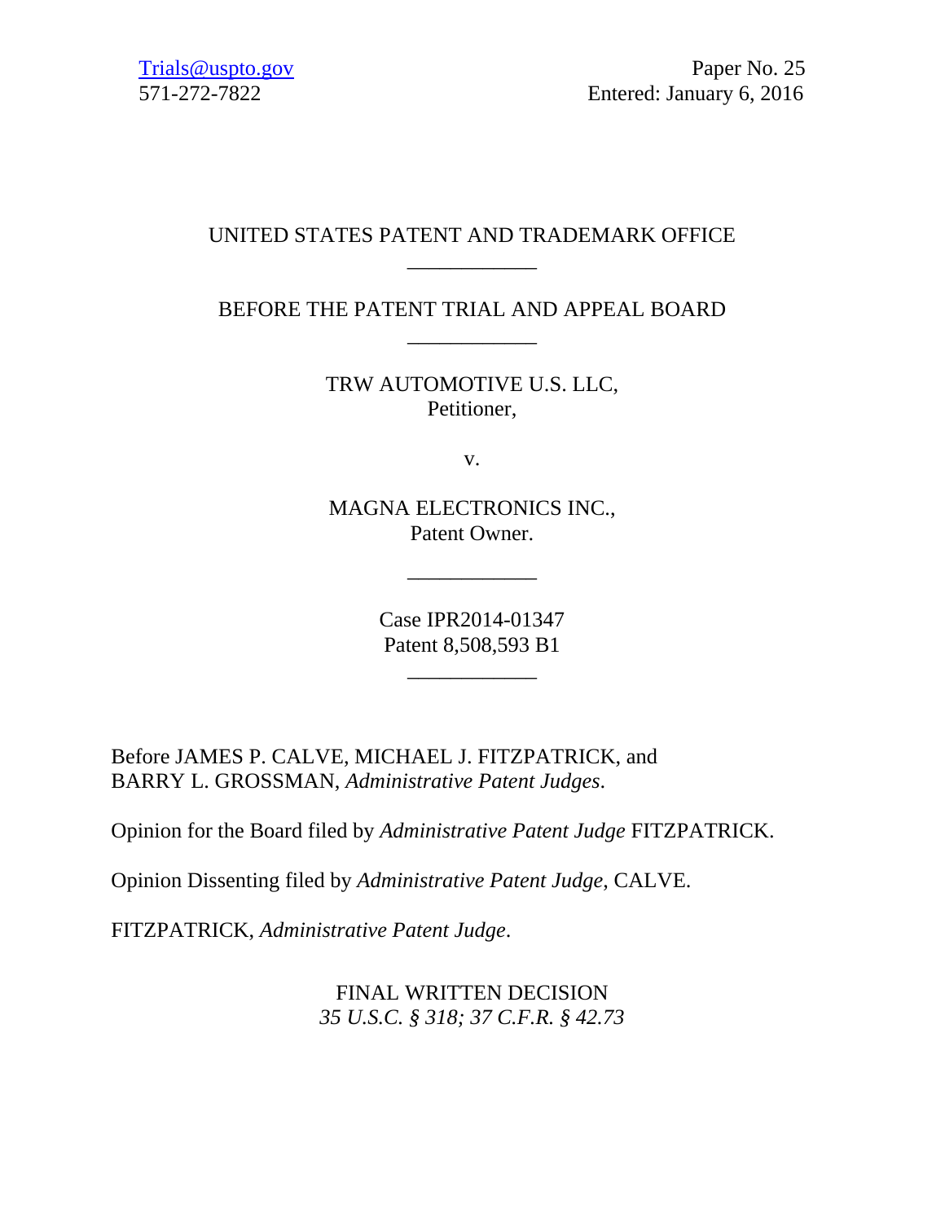Trials@uspto.gov
571-272-7822

Paper No. 25
Entered: January 6, 2016

UNITED STATES PATENT AND TRADEMARK OFFICE

____________

BEFORE THE PATENT TRIAL AND APPEAL BOARD

____________

TRW AUTOMOTIVE U.S. LLC,
Petitioner,

v.

MAGNA ELECTRONICS INC.,
Patent Owner.

____________

Case IPR2014-01347
Patent 8,508,593 B1

____________

Before JAMES P. CALVE, MICHAEL J. FITZPATRICK, and BARRY L. GROSSMAN, *Administrative Patent Judges*.

Opinion for the Board filed by *Administrative Patent Judge* FITZPATRICK.

Opinion Dissenting filed by *Administrative Patent Judge*, CALVE.

FITZPATRICK, *Administrative Patent Judge*.

FINAL WRITTEN DECISION
*35 U.S.C. § 318; 37 C.F.R. § 42.73*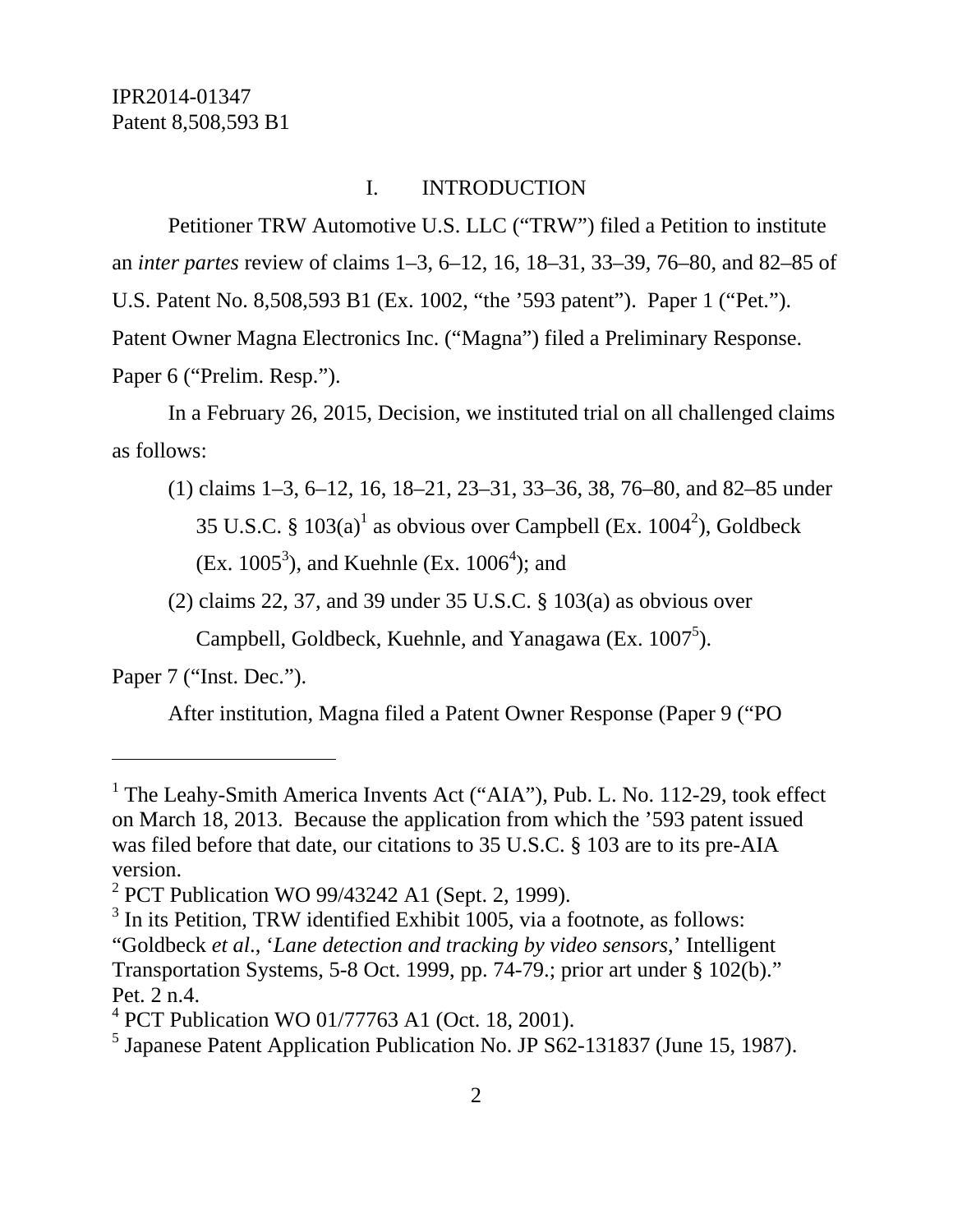# I. INTRODUCTION

Petitioner TRW Automotive U.S. LLC ("TRW") filed a Petition to institute an *inter partes* review of claims 1–3, 6–12, 16, 18–31, 33–39, 76–80, and 82–85 of U.S. Patent No. 8,508,593 B1 (Ex. 1002, "the '593 patent"). Paper 1 ("Pet."). Patent Owner Magna Electronics Inc. ("Magna") filed a Preliminary Response. Paper 6 ("Prelim. Resp.").

In a February 26, 2015, Decision, we instituted trial on all challenged claims as follows:

(1) claims 1–3, 6–12, 16, 18–21, 23–31, 33–36, 38, 76–80, and 82–85 under 35 U.S.C. § 103(a)[1] as obvious over Campbell (Ex. 1004[2]), Goldbeck (Ex. 1005[3]), and Kuehnle (Ex. 1006[4]); and

(2) claims 22, 37, and 39 under 35 U.S.C. § 103(a) as obvious over Campbell, Goldbeck, Kuehnle, and Yanagawa (Ex. 1007[5]).

Paper 7 ("Inst. Dec.").

After institution, Magna filed a Patent Owner Response (Paper 9 ("PO

---

[1] The Leahy-Smith America Invents Act ("AIA"), Pub. L. No. 112-29, took effect on March 18, 2013. Because the application from which the '593 patent issued was filed before that date, our citations to 35 U.S.C. § 103 are to its pre-AIA version.

[2] PCT Publication WO 99/43242 A1 (Sept. 2, 1999).

[3] In its Petition, TRW identified Exhibit 1005, via a footnote, as follows: "Goldbeck *et al*., '*Lane detection and tracking by video sensors*,' Intelligent Transportation Systems, 5-8 Oct. 1999, pp. 74-79.; prior art under § 102(b)." Pet. 2 n.4.

[4] PCT Publication WO 01/77763 A1 (Oct. 18, 2001).

[5] Japanese Patent Application Publication No. JP S62-131837 (June 15, 1987).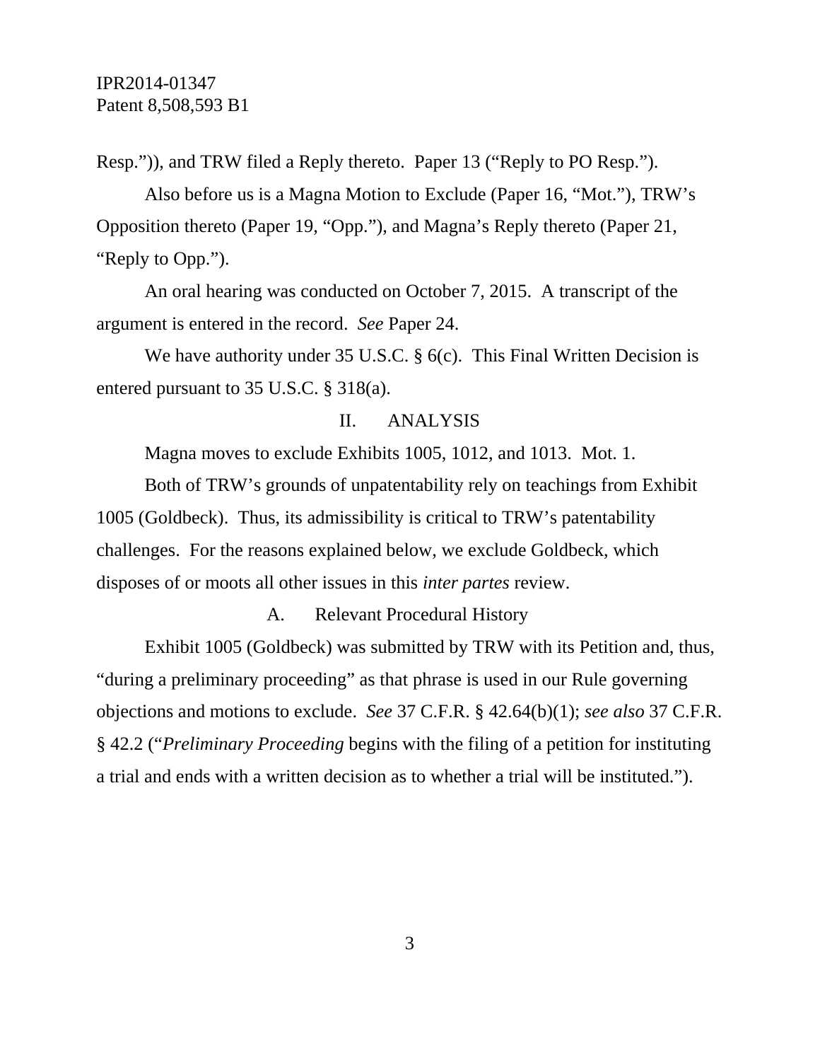Resp.”)), and TRW filed a Reply thereto. Paper 13 (“Reply to PO Resp.”).

Also before us is a Magna Motion to Exclude (Paper 16, “Mot.”), TRW’s Opposition thereto (Paper 19, “Opp.”), and Magna’s Reply thereto (Paper 21, “Reply to Opp.”).

An oral hearing was conducted on October 7, 2015. A transcript of the argument is entered in the record. *See* Paper 24.

We have authority under 35 U.S.C. § 6(c). This Final Written Decision is entered pursuant to 35 U.S.C. § 318(a).

## II. ANALYSIS

Magna moves to exclude Exhibits 1005, 1012, and 1013. Mot. 1.

Both of TRW’s grounds of unpatentability rely on teachings from Exhibit 1005 (Goldbeck). Thus, its admissibility is critical to TRW’s patentability challenges. For the reasons explained below, we exclude Goldbeck, which disposes of or moots all other issues in this *inter partes* review.

### A. Relevant Procedural History

Exhibit 1005 (Goldbeck) was submitted by TRW with its Petition and, thus, “during a preliminary proceeding” as that phrase is used in our Rule governing objections and motions to exclude. *See* 37 C.F.R. § 42.64(b)(1); *see also* 37 C.F.R. § 42.2 (“*Preliminary Proceeding* begins with the filing of a petition for instituting a trial and ends with a written decision as to whether a trial will be instituted.”).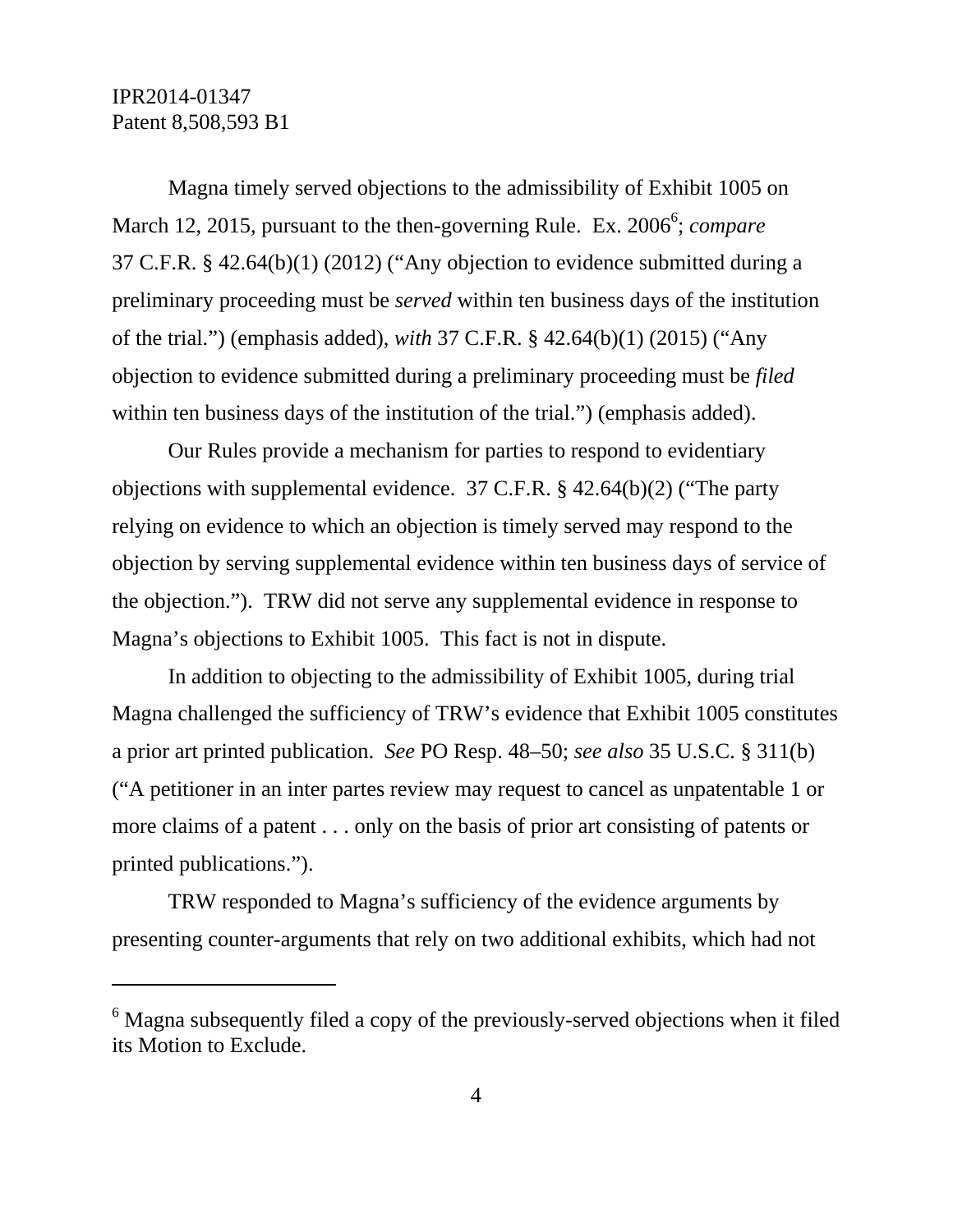Magna timely served objections to the admissibility of Exhibit 1005 on March 12, 2015, pursuant to the then-governing Rule. Ex. 2006[6]; *compare* 37 C.F.R. § 42.64(b)(1) (2012) ("Any objection to evidence submitted during a preliminary proceeding must be *served* within ten business days of the institution of the trial.") (emphasis added), *with* 37 C.F.R. § 42.64(b)(1) (2015) ("Any objection to evidence submitted during a preliminary proceeding must be *filed* within ten business days of the institution of the trial.") (emphasis added).

Our Rules provide a mechanism for parties to respond to evidentiary objections with supplemental evidence. 37 C.F.R. § 42.64(b)(2) ("The party relying on evidence to which an objection is timely served may respond to the objection by serving supplemental evidence within ten business days of service of the objection."). TRW did not serve any supplemental evidence in response to Magna's objections to Exhibit 1005. This fact is not in dispute.

In addition to objecting to the admissibility of Exhibit 1005, during trial Magna challenged the sufficiency of TRW's evidence that Exhibit 1005 constitutes a prior art printed publication. *See* PO Resp. 48–50; *see also* 35 U.S.C. § 311(b) ("A petitioner in an inter partes review may request to cancel as unpatentable 1 or more claims of a patent . . . only on the basis of prior art consisting of patents or printed publications.").

TRW responded to Magna's sufficiency of the evidence arguments by presenting counter-arguments that rely on two additional exhibits, which had not

---

[6] Magna subsequently filed a copy of the previously-served objections when it filed its Motion to Exclude.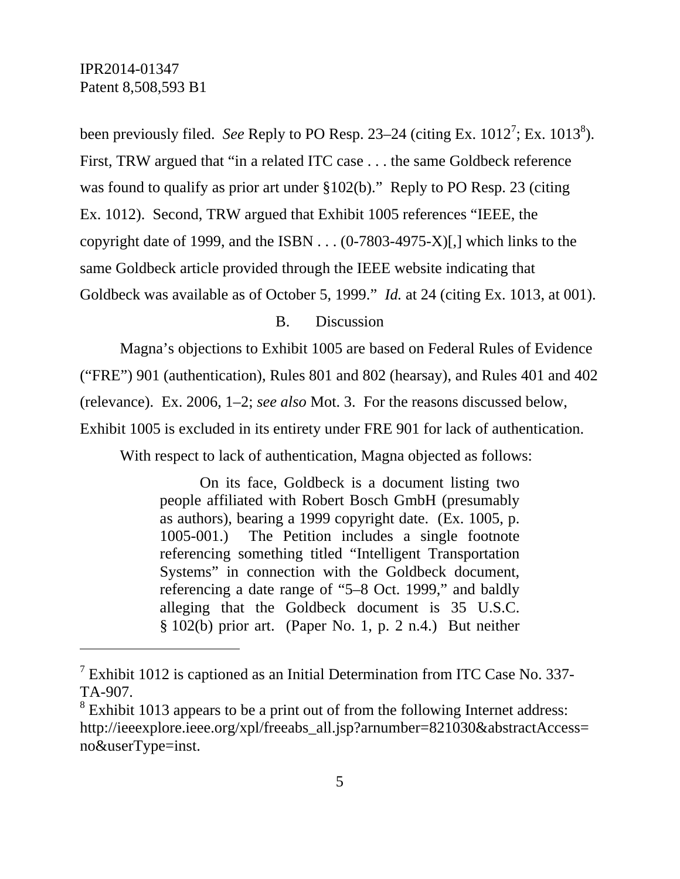been previously filed. *See* Reply to PO Resp. 23–24 (citing Ex. 1012[7]; Ex. 1013[8]). First, TRW argued that "in a related ITC case . . . the same Goldbeck reference was found to qualify as prior art under §102(b)." Reply to PO Resp. 23 (citing Ex. 1012). Second, TRW argued that Exhibit 1005 references "IEEE, the copyright date of 1999, and the ISBN . . . (0-7803-4975-X)[,] which links to the same Goldbeck article provided through the IEEE website indicating that Goldbeck was available as of October 5, 1999." *Id.* at 24 (citing Ex. 1013, at 001).

B. Discussion

Magna's objections to Exhibit 1005 are based on Federal Rules of Evidence ("FRE") 901 (authentication), Rules 801 and 802 (hearsay), and Rules 401 and 402 (relevance). Ex. 2006, 1–2; *see also* Mot. 3. For the reasons discussed below, Exhibit 1005 is excluded in its entirety under FRE 901 for lack of authentication.

With respect to lack of authentication, Magna objected as follows:

> On its face, Goldbeck is a document listing two people affiliated with Robert Bosch GmbH (presumably as authors), bearing a 1999 copyright date. (Ex. 1005, p. 1005-001.) The Petition includes a single footnote referencing something titled "Intelligent Transportation Systems" in connection with the Goldbeck document, referencing a date range of "5–8 Oct. 1999," and baldly alleging that the Goldbeck document is 35 U.S.C. § 102(b) prior art. (Paper No. 1, p. 2 n.4.) But neither

---

[7] Exhibit 1012 is captioned as an Initial Determination from ITC Case No. 337-TA-907.

[8] Exhibit 1013 appears to be a print out of from the following Internet address: http://ieeexplore.ieee.org/xpl/freeabs_all.jsp?arnumber=821030&abstractAccess=no&userType=inst.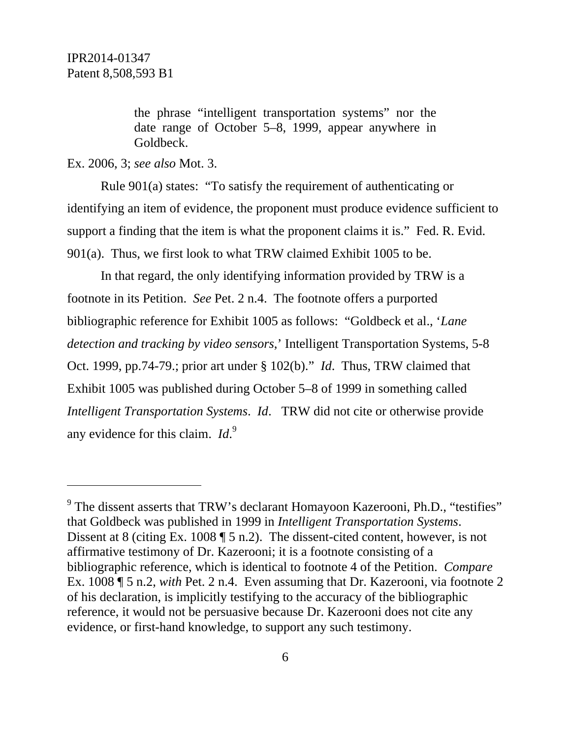> the phrase "intelligent transportation systems" nor the date range of October 5–8, 1999, appear anywhere in Goldbeck.

Ex. 2006, 3; *see also* Mot. 3.

Rule 901(a) states: "To satisfy the requirement of authenticating or identifying an item of evidence, the proponent must produce evidence sufficient to support a finding that the item is what the proponent claims it is." Fed. R. Evid. 901(a). Thus, we first look to what TRW claimed Exhibit 1005 to be.

In that regard, the only identifying information provided by TRW is a footnote in its Petition. *See* Pet. 2 n.4. The footnote offers a purported bibliographic reference for Exhibit 1005 as follows: "Goldbeck et al., '*Lane detection and tracking by video sensors*,' Intelligent Transportation Systems, 5-8 Oct. 1999, pp.74-79.; prior art under § 102(b)." *Id*. Thus, TRW claimed that Exhibit 1005 was published during October 5–8 of 1999 in something called *Intelligent Transportation Systems*. *Id*. TRW did not cite or otherwise provide any evidence for this claim. *Id*.[9]

---

[9] The dissent asserts that TRW's declarant Homayoon Kazerooni, Ph.D., "testifies" that Goldbeck was published in 1999 in *Intelligent Transportation Systems*. Dissent at 8 (citing Ex. 1008 ¶ 5 n.2). The dissent-cited content, however, is not affirmative testimony of Dr. Kazerooni; it is a footnote consisting of a bibliographic reference, which is identical to footnote 4 of the Petition. *Compare* Ex. 1008 ¶ 5 n.2, *with* Pet. 2 n.4. Even assuming that Dr. Kazerooni, via footnote 2 of his declaration, is implicitly testifying to the accuracy of the bibliographic reference, it would not be persuasive because Dr. Kazerooni does not cite any evidence, or first-hand knowledge, to support any such testimony.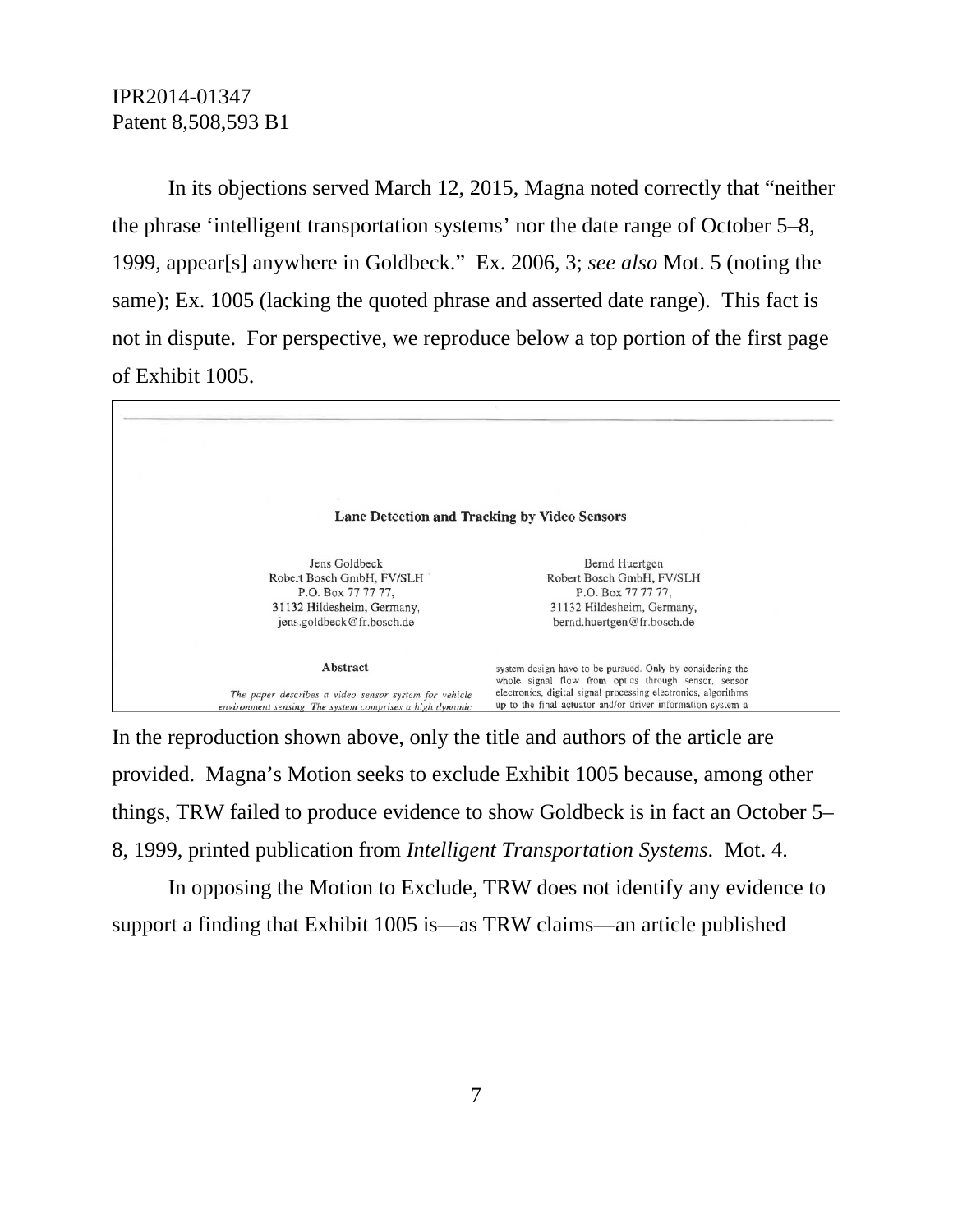In its objections served March 12, 2015, Magna noted correctly that "neither the phrase 'intelligent transportation systems' nor the date range of October 5–8, 1999, appear[s] anywhere in Goldbeck." Ex. 2006, 3; *see also* Mot. 5 (noting the same); Ex. 1005 (lacking the quoted phrase and asserted date range). This fact is not in dispute. For perspective, we reproduce below a top portion of the first page of Exhibit 1005.

> **Lane Detection and Tracking by Video Sensors**
>
> Jens Goldbeck
> Robert Bosch GmbH, FV/SLH
> P.O. Box 77 77 77,
> 31132 Hildesheim, Germany,
> jens.goldbeck@fr.bosch.de
>
> Bernd Huertgen
> Robert Bosch GmbH, FV/SLH
> P.O. Box 77 77 77,
> 31132 Hildesheim, Germany,
> bernd.huertgen@fr.bosch.de
>
> **Abstract**
>
> *The paper describes a video sensor system for vehicle environment sensing. The system comprises a high dynamic*
>
> system design have to be pursued. Only by considering the whole signal flow from optics through sensor, sensor electronics, digital signal processing electronics, algorithms up to the final actuator and/or driver information system a

In the reproduction shown above, only the title and authors of the article are provided. Magna's Motion seeks to exclude Exhibit 1005 because, among other things, TRW failed to produce evidence to show Goldbeck is in fact an October 5–8, 1999, printed publication from *Intelligent Transportation Systems*. Mot. 4.

In opposing the Motion to Exclude, TRW does not identify any evidence to support a finding that Exhibit 1005 is—as TRW claims—an article published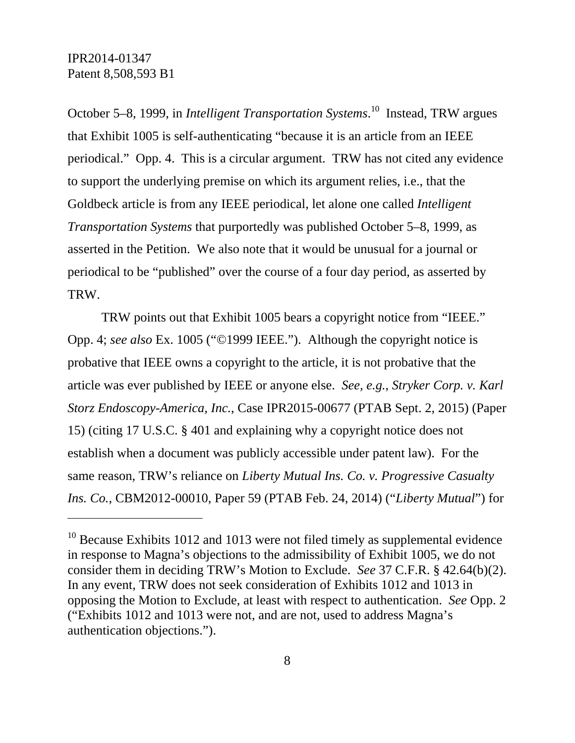October 5–8, 1999, in *Intelligent Transportation Systems*.[10] Instead, TRW argues that Exhibit 1005 is self-authenticating "because it is an article from an IEEE periodical." Opp. 4. This is a circular argument. TRW has not cited any evidence to support the underlying premise on which its argument relies, i.e., that the Goldbeck article is from any IEEE periodical, let alone one called *Intelligent Transportation Systems* that purportedly was published October 5–8, 1999, as asserted in the Petition. We also note that it would be unusual for a journal or periodical to be "published" over the course of a four day period, as asserted by TRW.

TRW points out that Exhibit 1005 bears a copyright notice from "IEEE." Opp. 4; *see also* Ex. 1005 ("©1999 IEEE."). Although the copyright notice is probative that IEEE owns a copyright to the article, it is not probative that the article was ever published by IEEE or anyone else. *See, e.g.*, *Stryker Corp. v. Karl Storz Endoscopy-America, Inc.*, Case IPR2015-00677 (PTAB Sept. 2, 2015) (Paper 15) (citing 17 U.S.C. § 401 and explaining why a copyright notice does not establish when a document was publicly accessible under patent law). For the same reason, TRW's reliance on *Liberty Mutual Ins. Co. v. Progressive Casualty Ins. Co.*, CBM2012-00010, Paper 59 (PTAB Feb. 24, 2014) ("*Liberty Mutual*") for

---

[10] Because Exhibits 1012 and 1013 were not filed timely as supplemental evidence in response to Magna's objections to the admissibility of Exhibit 1005, we do not consider them in deciding TRW's Motion to Exclude. *See* 37 C.F.R. § 42.64(b)(2). In any event, TRW does not seek consideration of Exhibits 1012 and 1013 in opposing the Motion to Exclude, at least with respect to authentication. *See* Opp. 2 ("Exhibits 1012 and 1013 were not, and are not, used to address Magna's authentication objections.").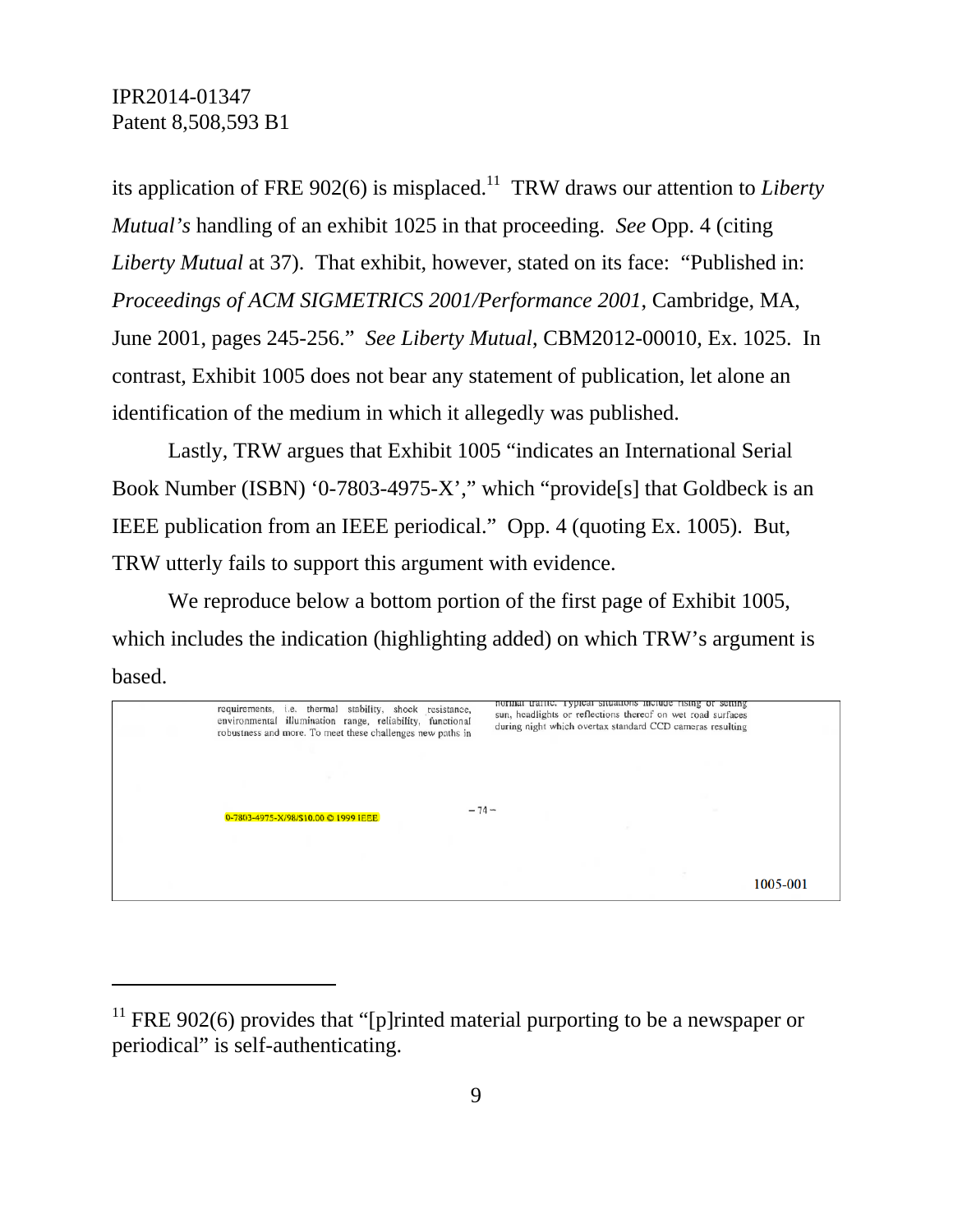its application of FRE 902(6) is misplaced.[11] TRW draws our attention to *Liberty Mutual's* handling of an exhibit 1025 in that proceeding. *See* Opp. 4 (citing *Liberty Mutual* at 37). That exhibit, however, stated on its face: "Published in: *Proceedings of ACM SIGMETRICS 2001/Performance 2001*, Cambridge, MA, June 2001, pages 245-256." *See Liberty Mutual*, CBM2012-00010, Ex. 1025. In contrast, Exhibit 1005 does not bear any statement of publication, let alone an identification of the medium in which it allegedly was published.

Lastly, TRW argues that Exhibit 1005 "indicates an International Serial Book Number (ISBN) '0-7803-4975-X'," which "provide[s] that Goldbeck is an IEEE publication from an IEEE periodical." Opp. 4 (quoting Ex. 1005). But, TRW utterly fails to support this argument with evidence.

We reproduce below a bottom portion of the first page of Exhibit 1005, which includes the indication (highlighting added) on which TRW's argument is based.

requirements, i.e. thermal stability, shock resistance, environmental illumination range, reliability, functional robustness and more. To meet these challenges new paths in

normal traffic. Typical situations include rising or setting sun, headlights or reflections thereof on wet road surfaces during night which overtax standard CCD cameras resulting

0-7803-4975-X/98/$10.00 © 1999 IEEE

– 74 –

1005-001

---

[11] FRE 902(6) provides that "[p]rinted material purporting to be a newspaper or periodical" is self-authenticating.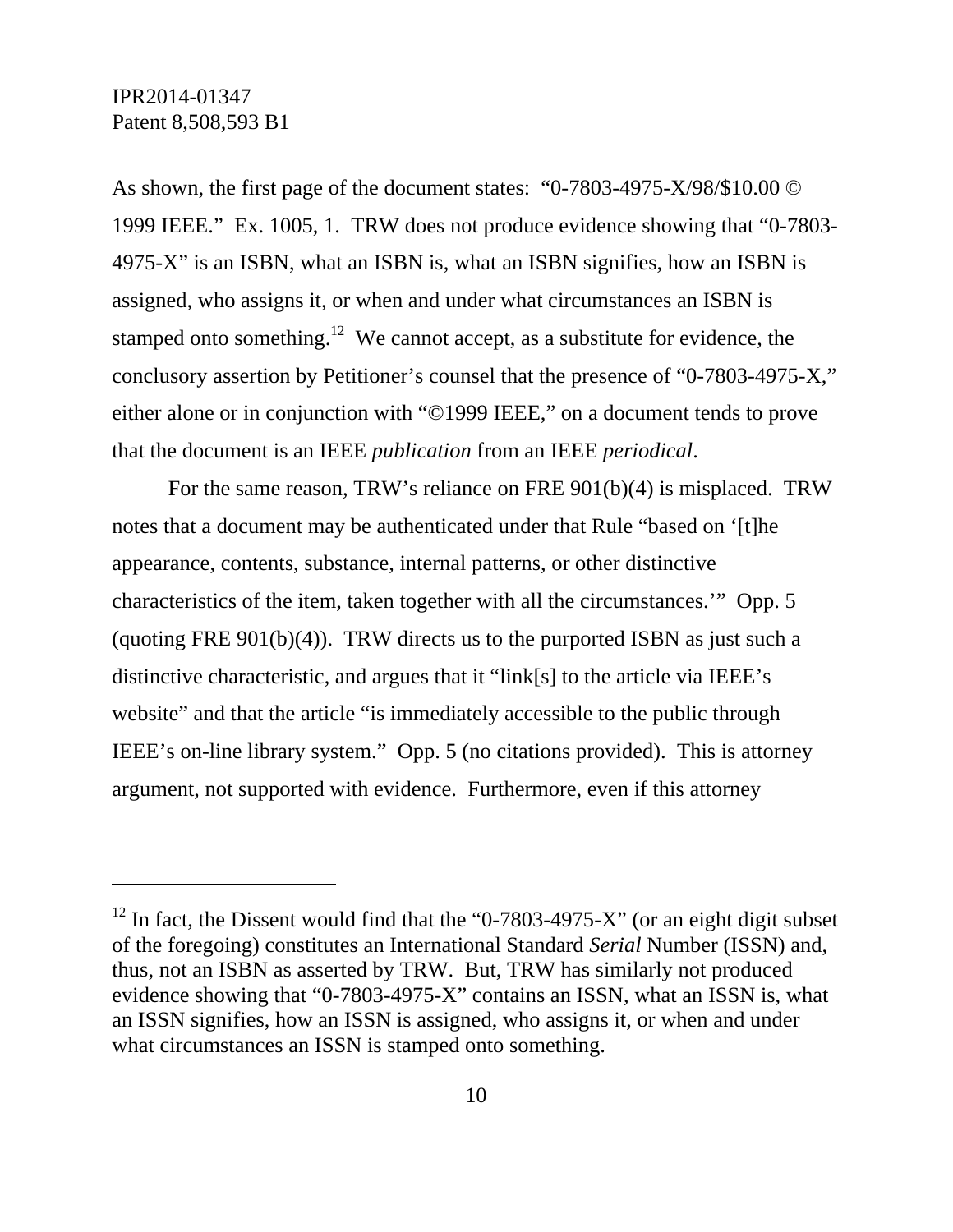As shown, the first page of the document states: "0-7803-4975-X/98/$10.00 © 1999 IEEE." Ex. 1005, 1. TRW does not produce evidence showing that "0-7803-4975-X" is an ISBN, what an ISBN is, what an ISBN signifies, how an ISBN is assigned, who assigns it, or when and under what circumstances an ISBN is stamped onto something.[12] We cannot accept, as a substitute for evidence, the conclusory assertion by Petitioner's counsel that the presence of "0-7803-4975-X," either alone or in conjunction with "©1999 IEEE," on a document tends to prove that the document is an IEEE *publication* from an IEEE *periodical*.

For the same reason, TRW's reliance on FRE 901(b)(4) is misplaced. TRW notes that a document may be authenticated under that Rule "based on '[t]he appearance, contents, substance, internal patterns, or other distinctive characteristics of the item, taken together with all the circumstances.'" Opp. 5 (quoting FRE 901(b)(4)). TRW directs us to the purported ISBN as just such a distinctive characteristic, and argues that it "link[s] to the article via IEEE's website" and that the article "is immediately accessible to the public through IEEE's on-line library system." Opp. 5 (no citations provided). This is attorney argument, not supported with evidence. Furthermore, even if this attorney

---

[12] In fact, the Dissent would find that the "0-7803-4975-X" (or an eight digit subset of the foregoing) constitutes an International Standard *Serial* Number (ISSN) and, thus, not an ISBN as asserted by TRW. But, TRW has similarly not produced evidence showing that "0-7803-4975-X" contains an ISSN, what an ISSN is, what an ISSN signifies, how an ISSN is assigned, who assigns it, or when and under what circumstances an ISSN is stamped onto something.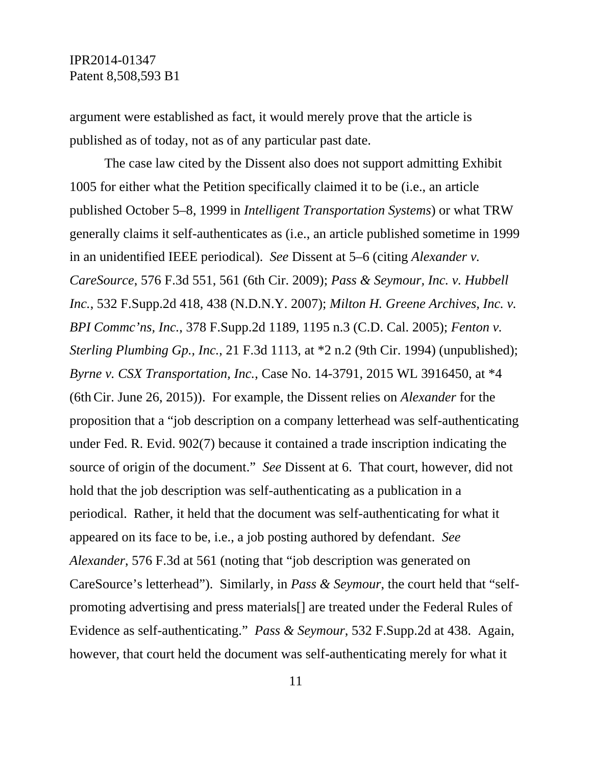argument were established as fact, it would merely prove that the article is published as of today, not as of any particular past date.

The case law cited by the Dissent also does not support admitting Exhibit 1005 for either what the Petition specifically claimed it to be (i.e., an article published October 5–8, 1999 in *Intelligent Transportation Systems*) or what TRW generally claims it self-authenticates as (i.e., an article published sometime in 1999 in an unidentified IEEE periodical). *See* Dissent at 5–6 (citing *Alexander v. CareSource*, 576 F.3d 551, 561 (6th Cir. 2009); *Pass & Seymour, Inc. v. Hubbell Inc.*, 532 F.Supp.2d 418, 438 (N.D.N.Y. 2007); *Milton H. Greene Archives, Inc. v. BPI Commc'ns, Inc.*, 378 F.Supp.2d 1189, 1195 n.3 (C.D. Cal. 2005); *Fenton v. Sterling Plumbing Gp., Inc.*, 21 F.3d 1113, at *2 n.2 (9th Cir. 1994) (unpublished); *Byrne v. CSX Transportation, Inc.*, Case No. 14-3791, 2015 WL 3916450, at *4 (6th Cir. June 26, 2015)). For example, the Dissent relies on *Alexander* for the proposition that a "job description on a company letterhead was self-authenticating under Fed. R. Evid. 902(7) because it contained a trade inscription indicating the source of origin of the document." *See* Dissent at 6. That court, however, did not hold that the job description was self-authenticating as a publication in a periodical. Rather, it held that the document was self-authenticating for what it appeared on its face to be, i.e., a job posting authored by defendant. *See Alexander*, 576 F.3d at 561 (noting that "job description was generated on CareSource's letterhead"). Similarly, in *Pass & Seymour*, the court held that "self-promoting advertising and press materials[] are treated under the Federal Rules of Evidence as self-authenticating." *Pass & Seymour*, 532 F.Supp.2d at 438. Again, however, that court held the document was self-authenticating merely for what it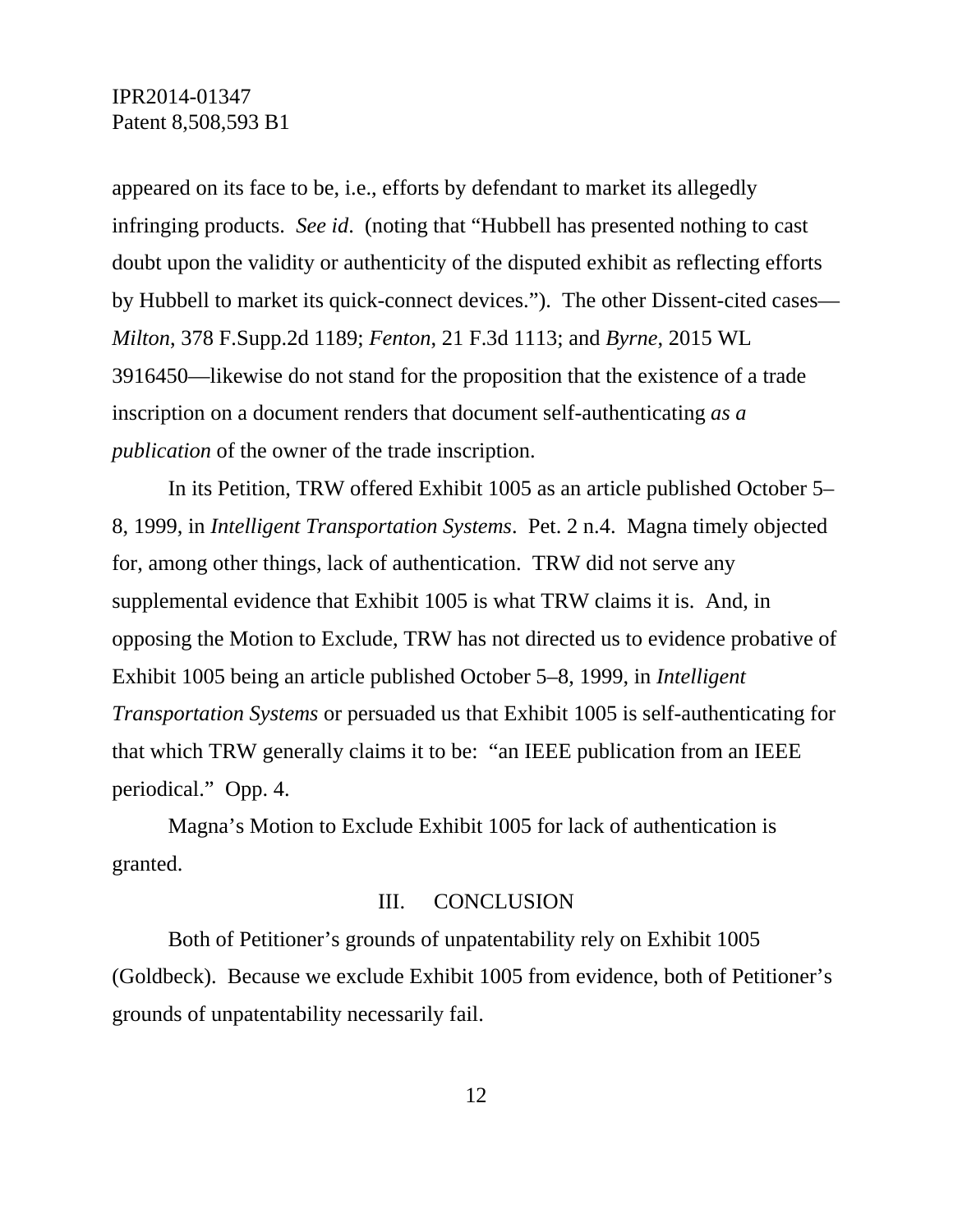appeared on its face to be, i.e., efforts by defendant to market its allegedly infringing products. *See id*. (noting that "Hubbell has presented nothing to cast doubt upon the validity or authenticity of the disputed exhibit as reflecting efforts by Hubbell to market its quick-connect devices."). The other Dissent-cited cases—*Milton*, 378 F.Supp.2d 1189; *Fenton*, 21 F.3d 1113; and *Byrne*, 2015 WL 3916450—likewise do not stand for the proposition that the existence of a trade inscription on a document renders that document self-authenticating *as a publication* of the owner of the trade inscription.

In its Petition, TRW offered Exhibit 1005 as an article published October 5–8, 1999, in *Intelligent Transportation Systems*. Pet. 2 n.4. Magna timely objected for, among other things, lack of authentication. TRW did not serve any supplemental evidence that Exhibit 1005 is what TRW claims it is. And, in opposing the Motion to Exclude, TRW has not directed us to evidence probative of Exhibit 1005 being an article published October 5–8, 1999, in *Intelligent Transportation Systems* or persuaded us that Exhibit 1005 is self-authenticating for that which TRW generally claims it to be: "an IEEE publication from an IEEE periodical." Opp. 4.

Magna's Motion to Exclude Exhibit 1005 for lack of authentication is granted.

## III. CONCLUSION

Both of Petitioner's grounds of unpatentability rely on Exhibit 1005 (Goldbeck). Because we exclude Exhibit 1005 from evidence, both of Petitioner's grounds of unpatentability necessarily fail.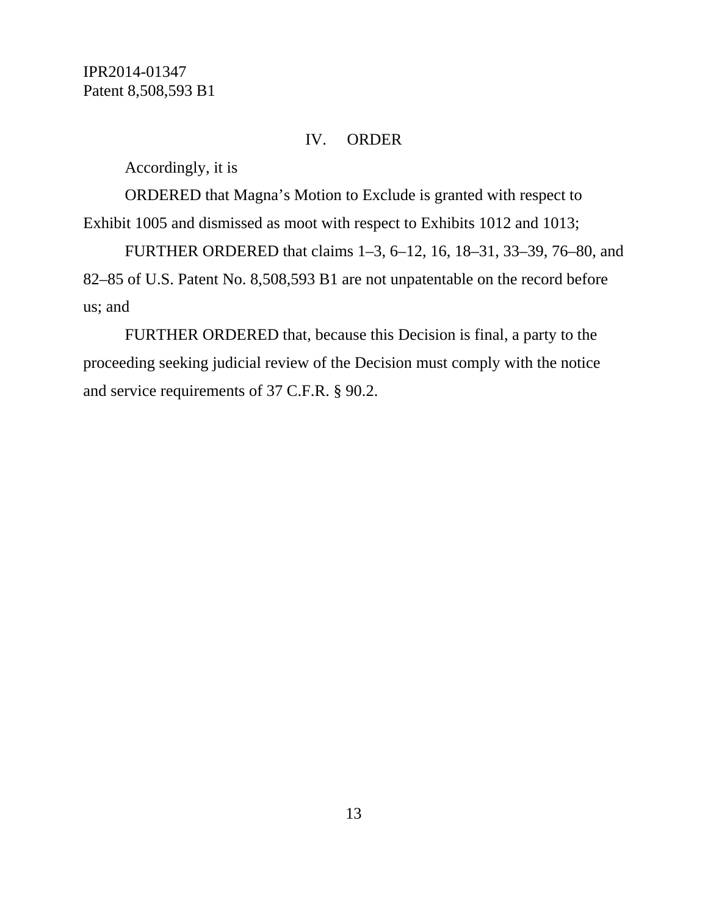## IV. ORDER

Accordingly, it is

ORDERED that Magna's Motion to Exclude is granted with respect to Exhibit 1005 and dismissed as moot with respect to Exhibits 1012 and 1013;

FURTHER ORDERED that claims 1–3, 6–12, 16, 18–31, 33–39, 76–80, and 82–85 of U.S. Patent No. 8,508,593 B1 are not unpatentable on the record before us; and

FURTHER ORDERED that, because this Decision is final, a party to the proceeding seeking judicial review of the Decision must comply with the notice and service requirements of 37 C.F.R. § 90.2.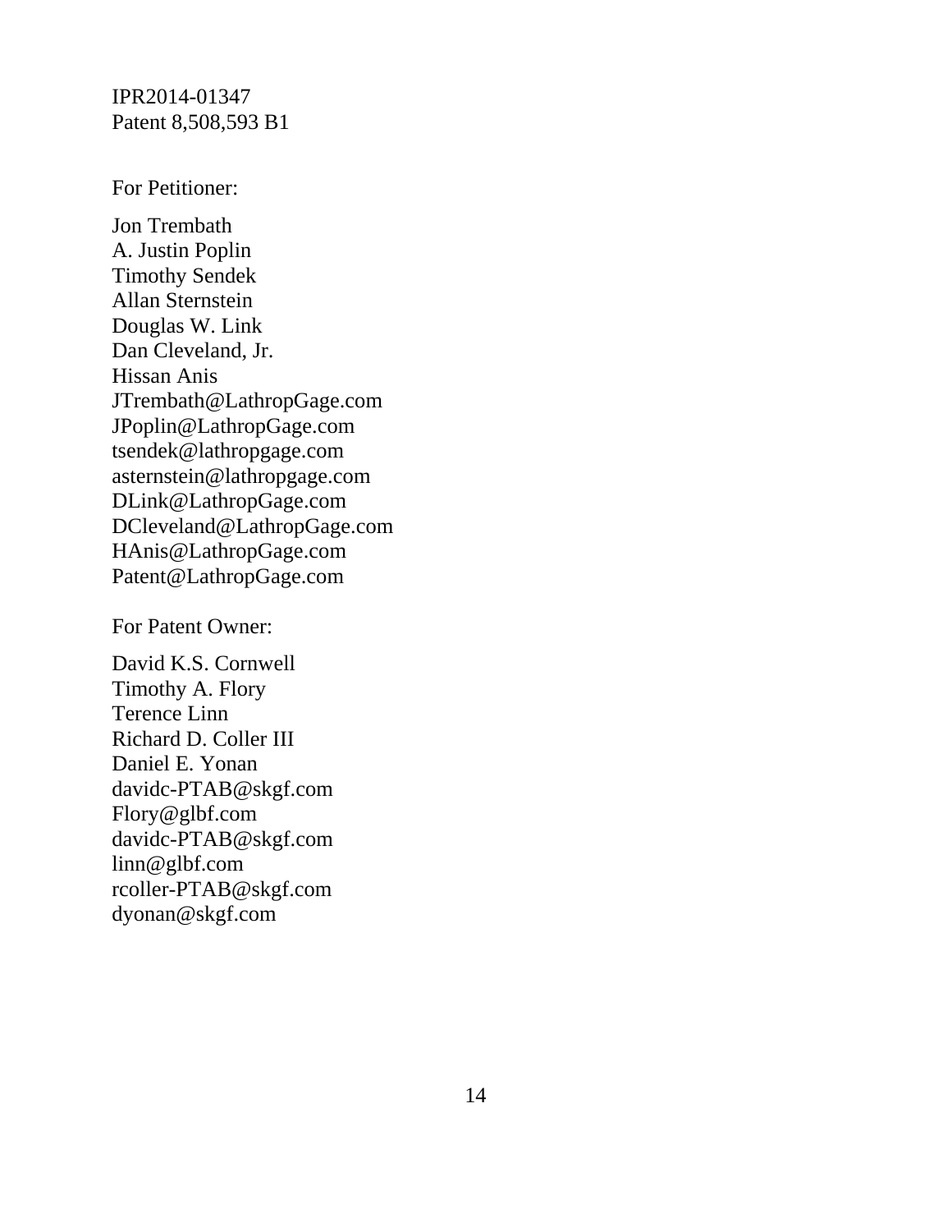IPR2014-01347
Patent 8,508,593 B1

For Petitioner:

Jon Trembath
A. Justin Poplin
Timothy Sendek
Allan Sternstein
Douglas W. Link
Dan Cleveland, Jr.
Hissan Anis
JTrembath@LathropGage.com
JPoplin@LathropGage.com
tsendek@lathropgage.com
asternstein@lathropgage.com
DLink@LathropGage.com
DCleveland@LathropGage.com
HAnis@LathropGage.com
Patent@LathropGage.com

For Patent Owner:

David K.S. Cornwell
Timothy A. Flory
Terence Linn
Richard D. Coller III
Daniel E. Yonan
davidc-PTAB@skgf.com
Flory@glbf.com
davidc-PTAB@skgf.com
linn@glbf.com
rcoller-PTAB@skgf.com
dyonan@skgf.com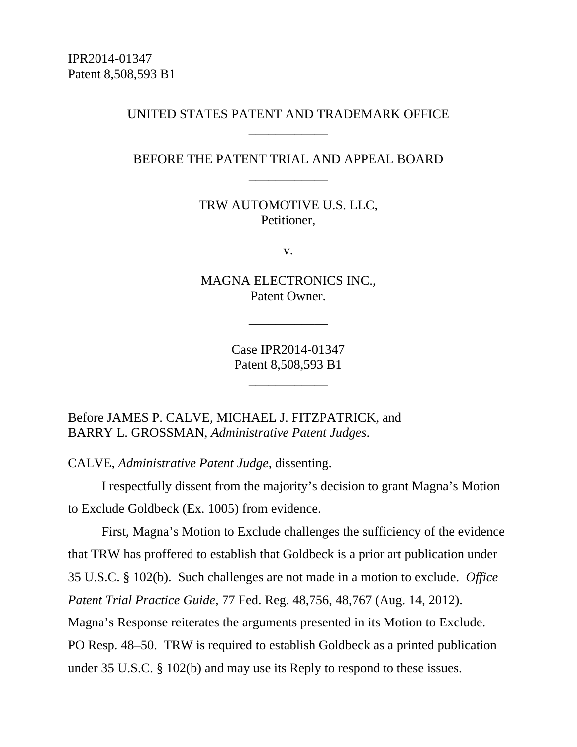IPR2014-01347
Patent 8,508,593 B1

UNITED STATES PATENT AND TRADEMARK OFFICE

____________

BEFORE THE PATENT TRIAL AND APPEAL BOARD

____________

TRW AUTOMOTIVE U.S. LLC,
Petitioner,

v.

MAGNA ELECTRONICS INC.,
Patent Owner.

____________

Case IPR2014-01347
Patent 8,508,593 B1

____________

Before JAMES P. CALVE, MICHAEL J. FITZPATRICK, and BARRY L. GROSSMAN, *Administrative Patent Judges*.

CALVE, *Administrative Patent Judge*, dissenting.

I respectfully dissent from the majority's decision to grant Magna's Motion to Exclude Goldbeck (Ex. 1005) from evidence.

First, Magna's Motion to Exclude challenges the sufficiency of the evidence that TRW has proffered to establish that Goldbeck is a prior art publication under 35 U.S.C. § 102(b). Such challenges are not made in a motion to exclude. *Office Patent Trial Practice Guide*, 77 Fed. Reg. 48,756, 48,767 (Aug. 14, 2012). Magna's Response reiterates the arguments presented in its Motion to Exclude. PO Resp. 48–50. TRW is required to establish Goldbeck as a printed publication under 35 U.S.C. § 102(b) and may use its Reply to respond to these issues.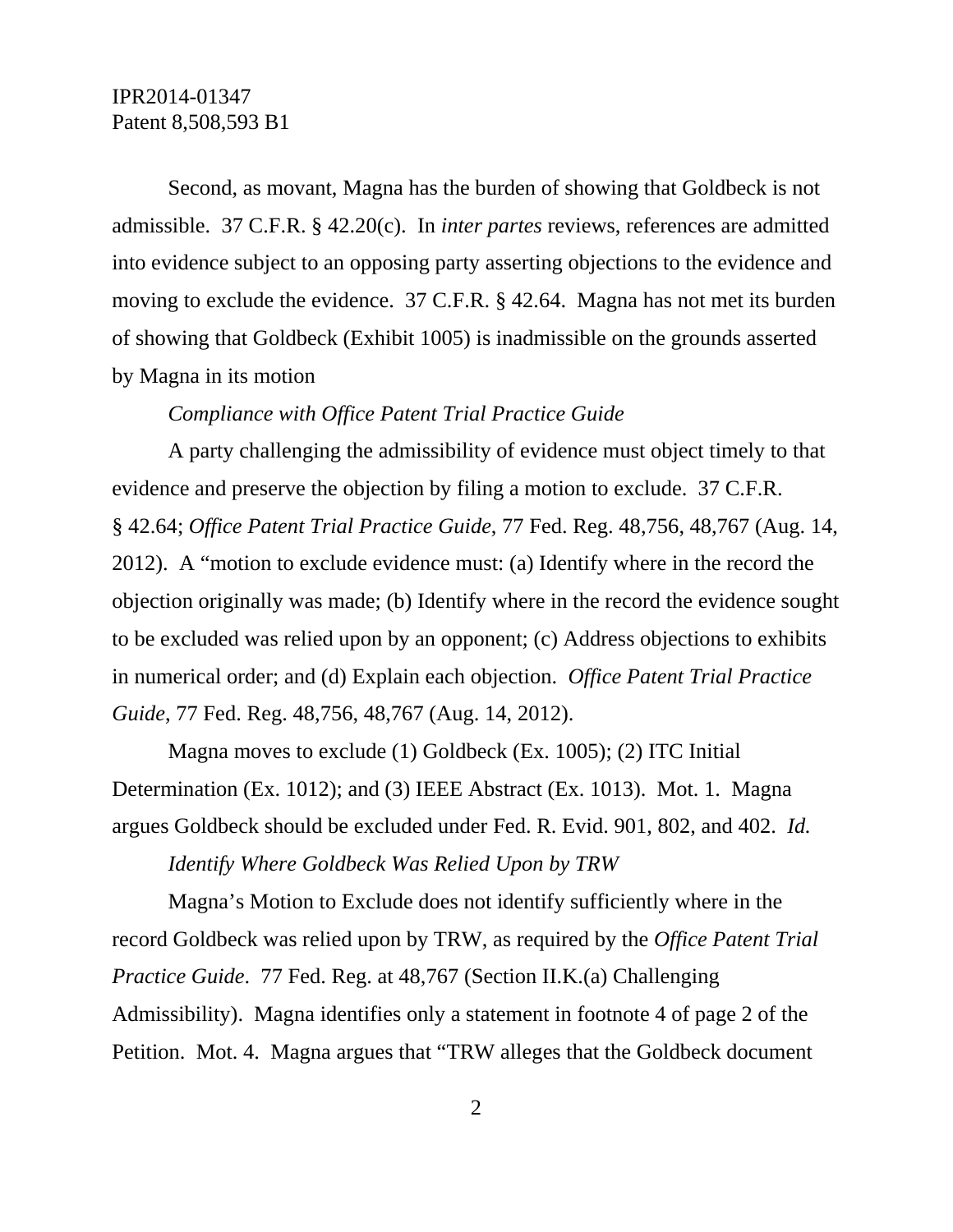Second, as movant, Magna has the burden of showing that Goldbeck is not admissible. 37 C.F.R. § 42.20(c). In *inter partes* reviews, references are admitted into evidence subject to an opposing party asserting objections to the evidence and moving to exclude the evidence. 37 C.F.R. § 42.64. Magna has not met its burden of showing that Goldbeck (Exhibit 1005) is inadmissible on the grounds asserted by Magna in its motion

*Compliance with Office Patent Trial Practice Guide*

A party challenging the admissibility of evidence must object timely to that evidence and preserve the objection by filing a motion to exclude. 37 C.F.R. § 42.64; *Office Patent Trial Practice Guide*, 77 Fed. Reg. 48,756, 48,767 (Aug. 14, 2012). A "motion to exclude evidence must: (a) Identify where in the record the objection originally was made; (b) Identify where in the record the evidence sought to be excluded was relied upon by an opponent; (c) Address objections to exhibits in numerical order; and (d) Explain each objection. *Office Patent Trial Practice Guide*, 77 Fed. Reg. 48,756, 48,767 (Aug. 14, 2012).

Magna moves to exclude (1) Goldbeck (Ex. 1005); (2) ITC Initial Determination (Ex. 1012); and (3) IEEE Abstract (Ex. 1013). Mot. 1. Magna argues Goldbeck should be excluded under Fed. R. Evid. 901, 802, and 402. *Id.*

*Identify Where Goldbeck Was Relied Upon by TRW*

Magna's Motion to Exclude does not identify sufficiently where in the record Goldbeck was relied upon by TRW, as required by the *Office Patent Trial Practice Guide*. 77 Fed. Reg. at 48,767 (Section II.K.(a) Challenging Admissibility). Magna identifies only a statement in footnote 4 of page 2 of the Petition. Mot. 4. Magna argues that "TRW alleges that the Goldbeck document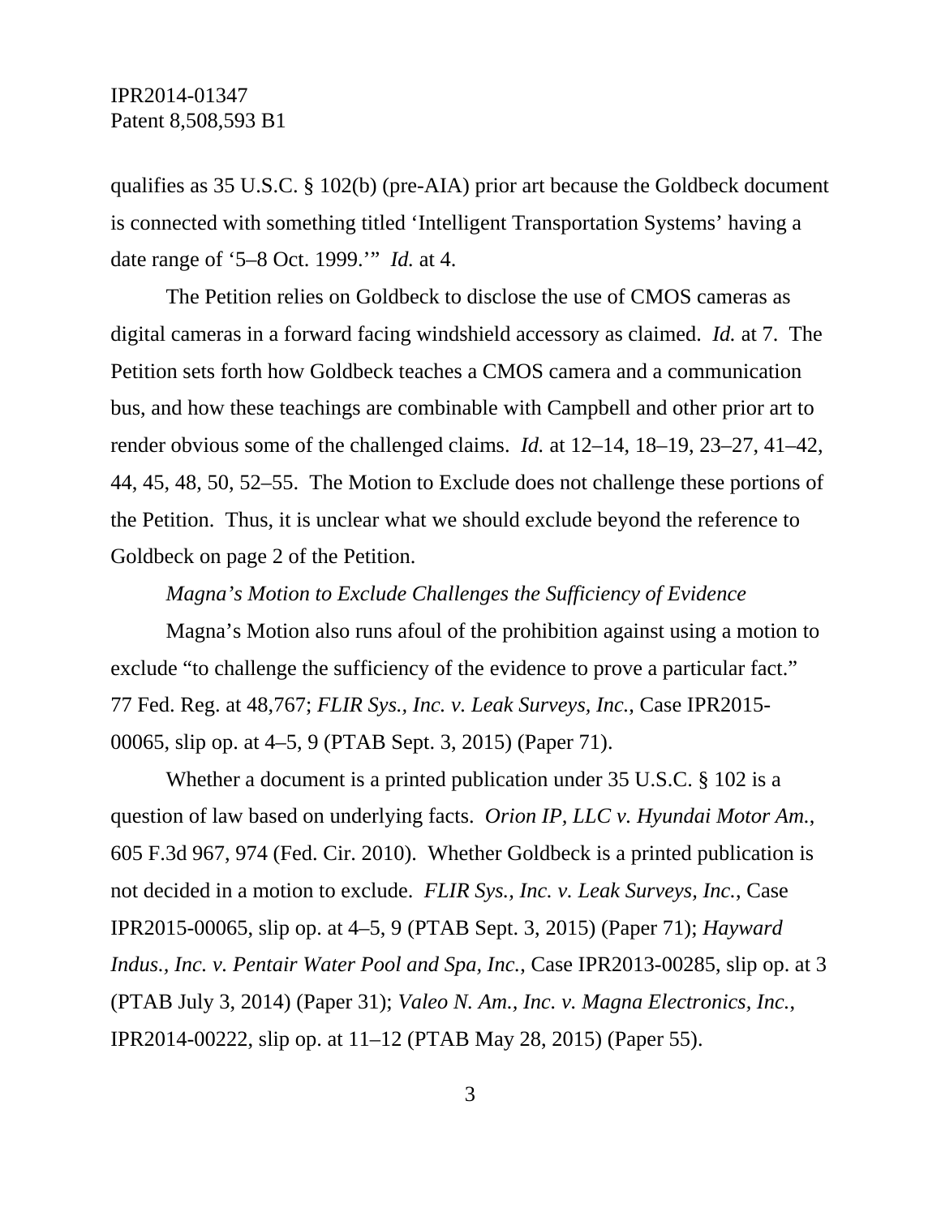qualifies as 35 U.S.C. § 102(b) (pre-AIA) prior art because the Goldbeck document is connected with something titled 'Intelligent Transportation Systems' having a date range of '5–8 Oct. 1999.'" *Id.* at 4.

The Petition relies on Goldbeck to disclose the use of CMOS cameras as digital cameras in a forward facing windshield accessory as claimed. *Id.* at 7. The Petition sets forth how Goldbeck teaches a CMOS camera and a communication bus, and how these teachings are combinable with Campbell and other prior art to render obvious some of the challenged claims. *Id.* at 12–14, 18–19, 23–27, 41–42, 44, 45, 48, 50, 52–55. The Motion to Exclude does not challenge these portions of the Petition. Thus, it is unclear what we should exclude beyond the reference to Goldbeck on page 2 of the Petition.

*Magna's Motion to Exclude Challenges the Sufficiency of Evidence*

Magna's Motion also runs afoul of the prohibition against using a motion to exclude "to challenge the sufficiency of the evidence to prove a particular fact." 77 Fed. Reg. at 48,767; *FLIR Sys., Inc. v. Leak Surveys, Inc.*, Case IPR2015-00065, slip op. at 4–5, 9 (PTAB Sept. 3, 2015) (Paper 71).

Whether a document is a printed publication under 35 U.S.C. § 102 is a question of law based on underlying facts. *Orion IP, LLC v. Hyundai Motor Am.*, 605 F.3d 967, 974 (Fed. Cir. 2010). Whether Goldbeck is a printed publication is not decided in a motion to exclude. *FLIR Sys., Inc. v. Leak Surveys, Inc.*, Case IPR2015-00065, slip op. at 4–5, 9 (PTAB Sept. 3, 2015) (Paper 71); *Hayward Indus., Inc. v. Pentair Water Pool and Spa, Inc.*, Case IPR2013-00285, slip op. at 3 (PTAB July 3, 2014) (Paper 31); *Valeo N. Am., Inc. v. Magna Electronics, Inc.*, IPR2014-00222, slip op. at 11–12 (PTAB May 28, 2015) (Paper 55).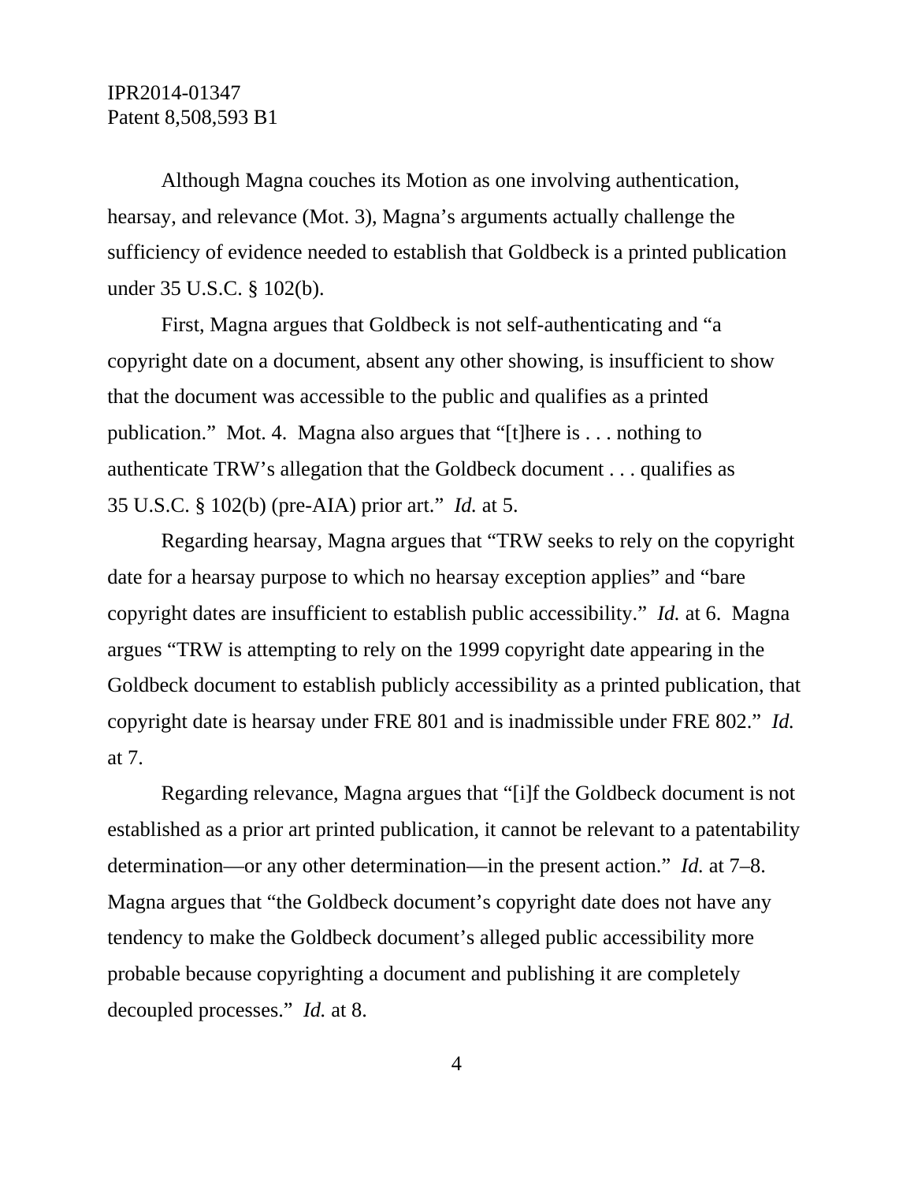Although Magna couches its Motion as one involving authentication, hearsay, and relevance (Mot. 3), Magna's arguments actually challenge the sufficiency of evidence needed to establish that Goldbeck is a printed publication under 35 U.S.C. § 102(b).

First, Magna argues that Goldbeck is not self-authenticating and "a copyright date on a document, absent any other showing, is insufficient to show that the document was accessible to the public and qualifies as a printed publication." Mot. 4. Magna also argues that "[t]here is . . . nothing to authenticate TRW's allegation that the Goldbeck document . . . qualifies as 35 U.S.C. § 102(b) (pre-AIA) prior art." *Id.* at 5.

Regarding hearsay, Magna argues that "TRW seeks to rely on the copyright date for a hearsay purpose to which no hearsay exception applies" and "bare copyright dates are insufficient to establish public accessibility." *Id.* at 6. Magna argues "TRW is attempting to rely on the 1999 copyright date appearing in the Goldbeck document to establish publicly accessibility as a printed publication, that copyright date is hearsay under FRE 801 and is inadmissible under FRE 802." *Id.* at 7.

Regarding relevance, Magna argues that "[i]f the Goldbeck document is not established as a prior art printed publication, it cannot be relevant to a patentability determination—or any other determination—in the present action." *Id.* at 7–8. Magna argues that "the Goldbeck document's copyright date does not have any tendency to make the Goldbeck document's alleged public accessibility more probable because copyrighting a document and publishing it are completely decoupled processes." *Id.* at 8.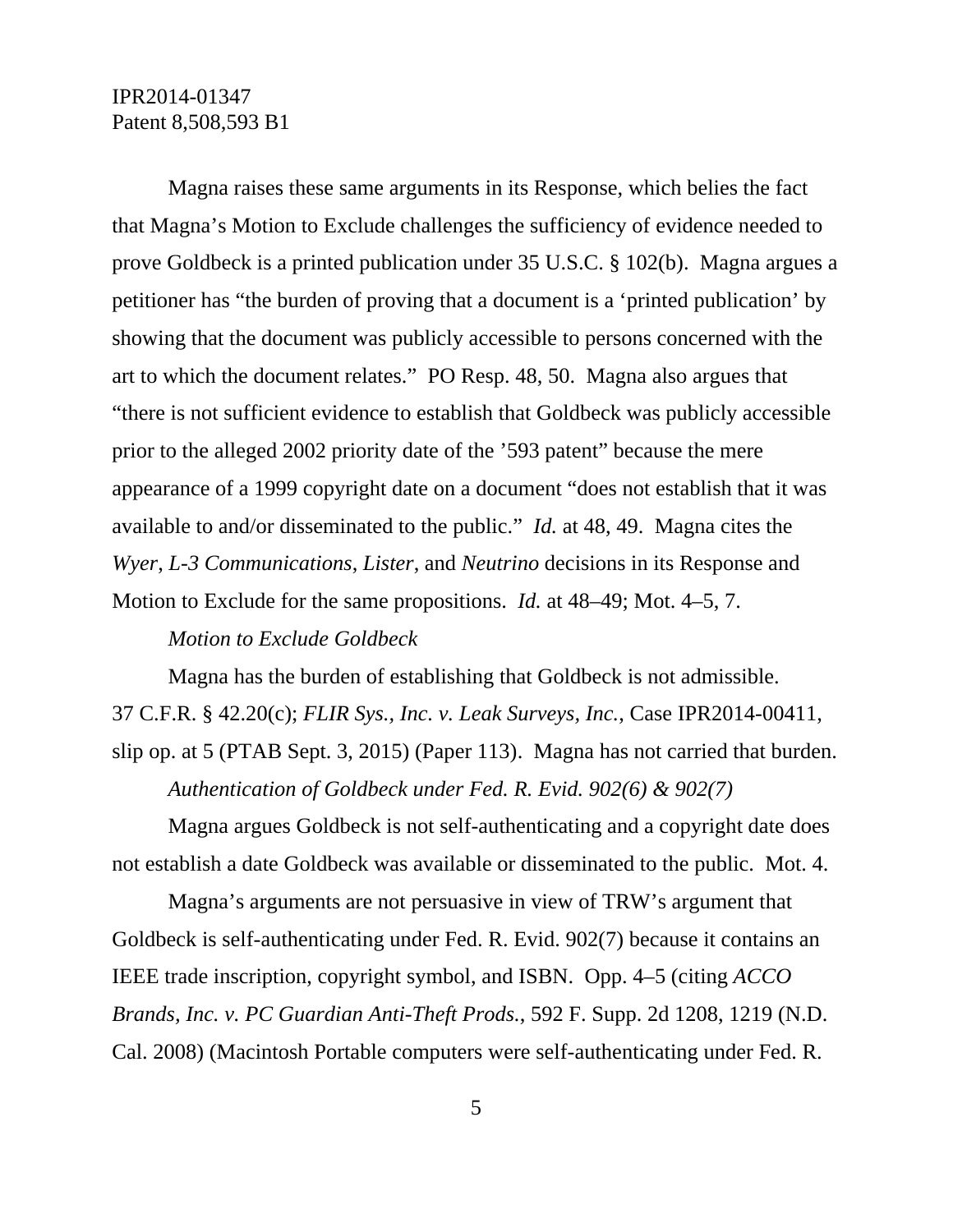Magna raises these same arguments in its Response, which belies the fact that Magna's Motion to Exclude challenges the sufficiency of evidence needed to prove Goldbeck is a printed publication under 35 U.S.C. § 102(b). Magna argues a petitioner has "the burden of proving that a document is a 'printed publication' by showing that the document was publicly accessible to persons concerned with the art to which the document relates." PO Resp. 48, 50. Magna also argues that "there is not sufficient evidence to establish that Goldbeck was publicly accessible prior to the alleged 2002 priority date of the '593 patent" because the mere appearance of a 1999 copyright date on a document "does not establish that it was available to and/or disseminated to the public." *Id.* at 48, 49. Magna cites the *Wyer*, *L-3 Communications*, *Lister*, and *Neutrino* decisions in its Response and Motion to Exclude for the same propositions. *Id.* at 48–49; Mot. 4–5, 7.

*Motion to Exclude Goldbeck*

Magna has the burden of establishing that Goldbeck is not admissible. 37 C.F.R. § 42.20(c); *FLIR Sys., Inc. v. Leak Surveys, Inc.*, Case IPR2014-00411, slip op. at 5 (PTAB Sept. 3, 2015) (Paper 113). Magna has not carried that burden.

*Authentication of Goldbeck under Fed. R. Evid. 902(6) & 902(7)*

Magna argues Goldbeck is not self-authenticating and a copyright date does not establish a date Goldbeck was available or disseminated to the public. Mot. 4.

Magna's arguments are not persuasive in view of TRW's argument that Goldbeck is self-authenticating under Fed. R. Evid. 902(7) because it contains an IEEE trade inscription, copyright symbol, and ISBN. Opp. 4–5 (citing *ACCO Brands, Inc. v. PC Guardian Anti-Theft Prods.*, 592 F. Supp. 2d 1208, 1219 (N.D. Cal. 2008) (Macintosh Portable computers were self-authenticating under Fed. R.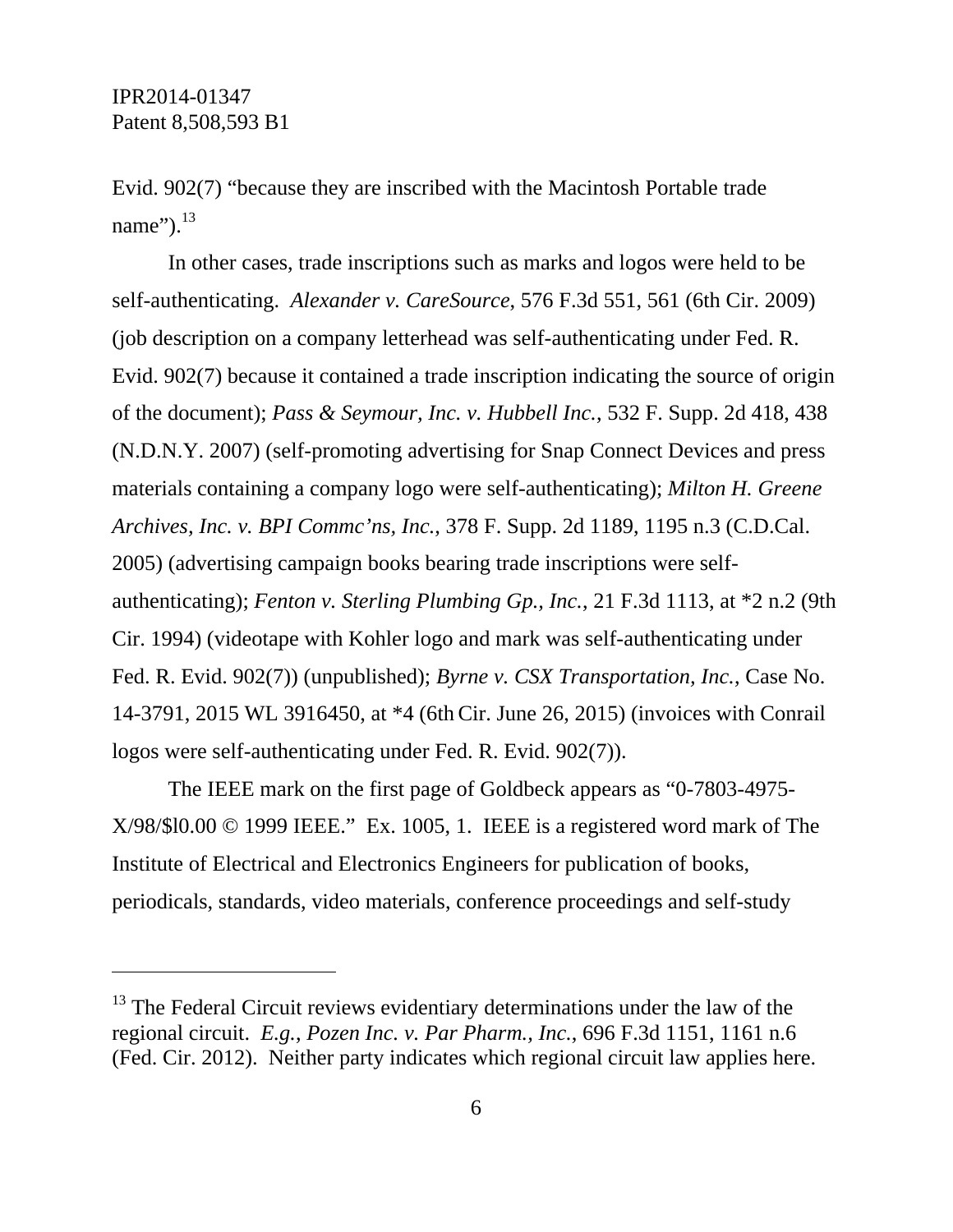Evid. 902(7) "because they are inscribed with the Macintosh Portable trade name").[13]

In other cases, trade inscriptions such as marks and logos were held to be self-authenticating. *Alexander v. CareSource*, 576 F.3d 551, 561 (6th Cir. 2009) (job description on a company letterhead was self-authenticating under Fed. R. Evid. 902(7) because it contained a trade inscription indicating the source of origin of the document); *Pass & Seymour, Inc. v. Hubbell Inc.*, 532 F. Supp. 2d 418, 438 (N.D.N.Y. 2007) (self-promoting advertising for Snap Connect Devices and press materials containing a company logo were self-authenticating); *Milton H. Greene Archives, Inc. v. BPI Commc'ns, Inc.*, 378 F. Supp. 2d 1189, 1195 n.3 (C.D.Cal. 2005) (advertising campaign books bearing trade inscriptions were self-authenticating); *Fenton v. Sterling Plumbing Gp., Inc.*, 21 F.3d 1113, at *2 n.2 (9th Cir. 1994) (videotape with Kohler logo and mark was self-authenticating under Fed. R. Evid. 902(7)) (unpublished); *Byrne v. CSX Transportation, Inc.*, Case No. 14-3791, 2015 WL 3916450, at *4 (6th Cir. June 26, 2015) (invoices with Conrail logos were self-authenticating under Fed. R. Evid. 902(7)).

The IEEE mark on the first page of Goldbeck appears as "0-7803-4975-X/98/$l0.00 © 1999 IEEE." Ex. 1005, 1. IEEE is a registered word mark of The Institute of Electrical and Electronics Engineers for publication of books, periodicals, standards, video materials, conference proceedings and self-study

---

[13] The Federal Circuit reviews evidentiary determinations under the law of the regional circuit. *E.g.*, *Pozen Inc. v. Par Pharm., Inc.*, 696 F.3d 1151, 1161 n.6 (Fed. Cir. 2012). Neither party indicates which regional circuit law applies here.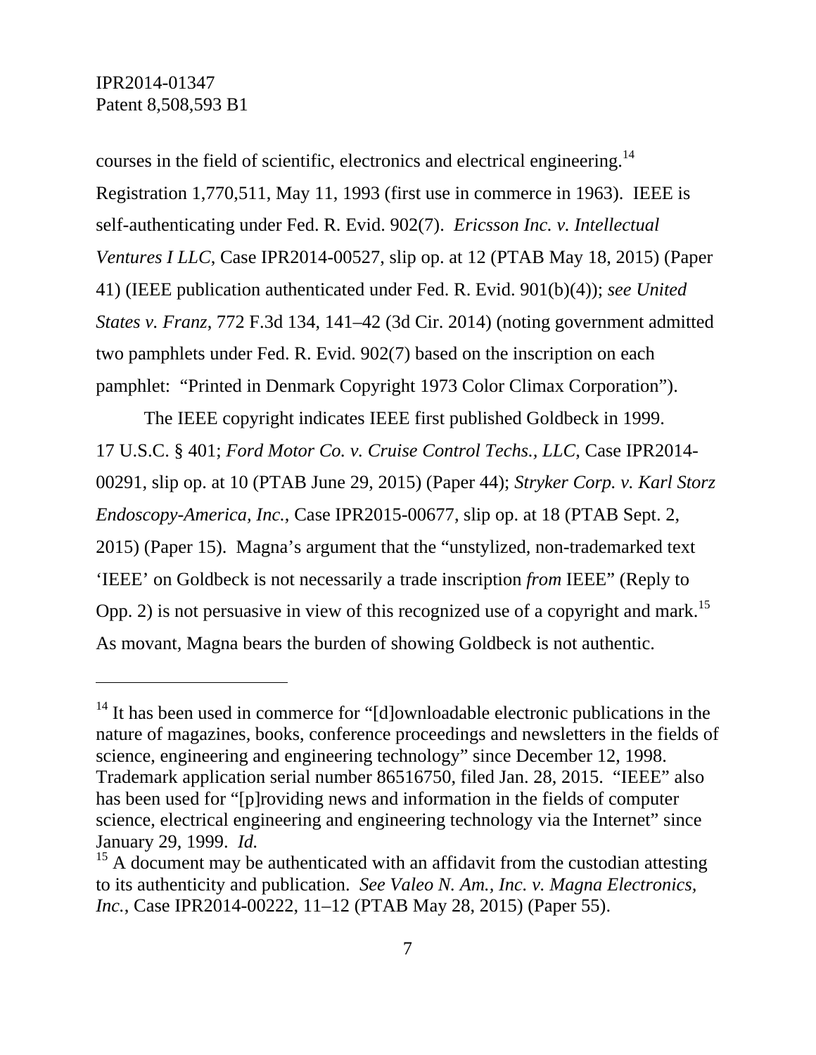courses in the field of scientific, electronics and electrical engineering.[14] Registration 1,770,511, May 11, 1993 (first use in commerce in 1963). IEEE is self-authenticating under Fed. R. Evid. 902(7). *Ericsson Inc. v. Intellectual Ventures I LLC*, Case IPR2014-00527, slip op. at 12 (PTAB May 18, 2015) (Paper 41) (IEEE publication authenticated under Fed. R. Evid. 901(b)(4)); *see United States v. Franz*, 772 F.3d 134, 141–42 (3d Cir. 2014) (noting government admitted two pamphlets under Fed. R. Evid. 902(7) based on the inscription on each pamphlet: "Printed in Denmark Copyright 1973 Color Climax Corporation").

The IEEE copyright indicates IEEE first published Goldbeck in 1999. 17 U.S.C. § 401; *Ford Motor Co. v. Cruise Control Techs., LLC,* Case IPR2014-00291, slip op. at 10 (PTAB June 29, 2015) (Paper 44); *Stryker Corp. v. Karl Storz Endoscopy-America, Inc.*, Case IPR2015-00677, slip op. at 18 (PTAB Sept. 2, 2015) (Paper 15). Magna's argument that the "unstylized, non-trademarked text 'IEEE' on Goldbeck is not necessarily a trade inscription *from* IEEE" (Reply to Opp. 2) is not persuasive in view of this recognized use of a copyright and mark.[15] As movant, Magna bears the burden of showing Goldbeck is not authentic.

---

[14] It has been used in commerce for "[d]ownloadable electronic publications in the nature of magazines, books, conference proceedings and newsletters in the fields of science, engineering and engineering technology" since December 12, 1998. Trademark application serial number 86516750, filed Jan. 28, 2015. "IEEE" also has been used for "[p]roviding news and information in the fields of computer science, electrical engineering and engineering technology via the Internet" since January 29, 1999. *Id.*

[15] A document may be authenticated with an affidavit from the custodian attesting to its authenticity and publication. *See Valeo N. Am., Inc. v. Magna Electronics, Inc.*, Case IPR2014-00222, 11–12 (PTAB May 28, 2015) (Paper 55).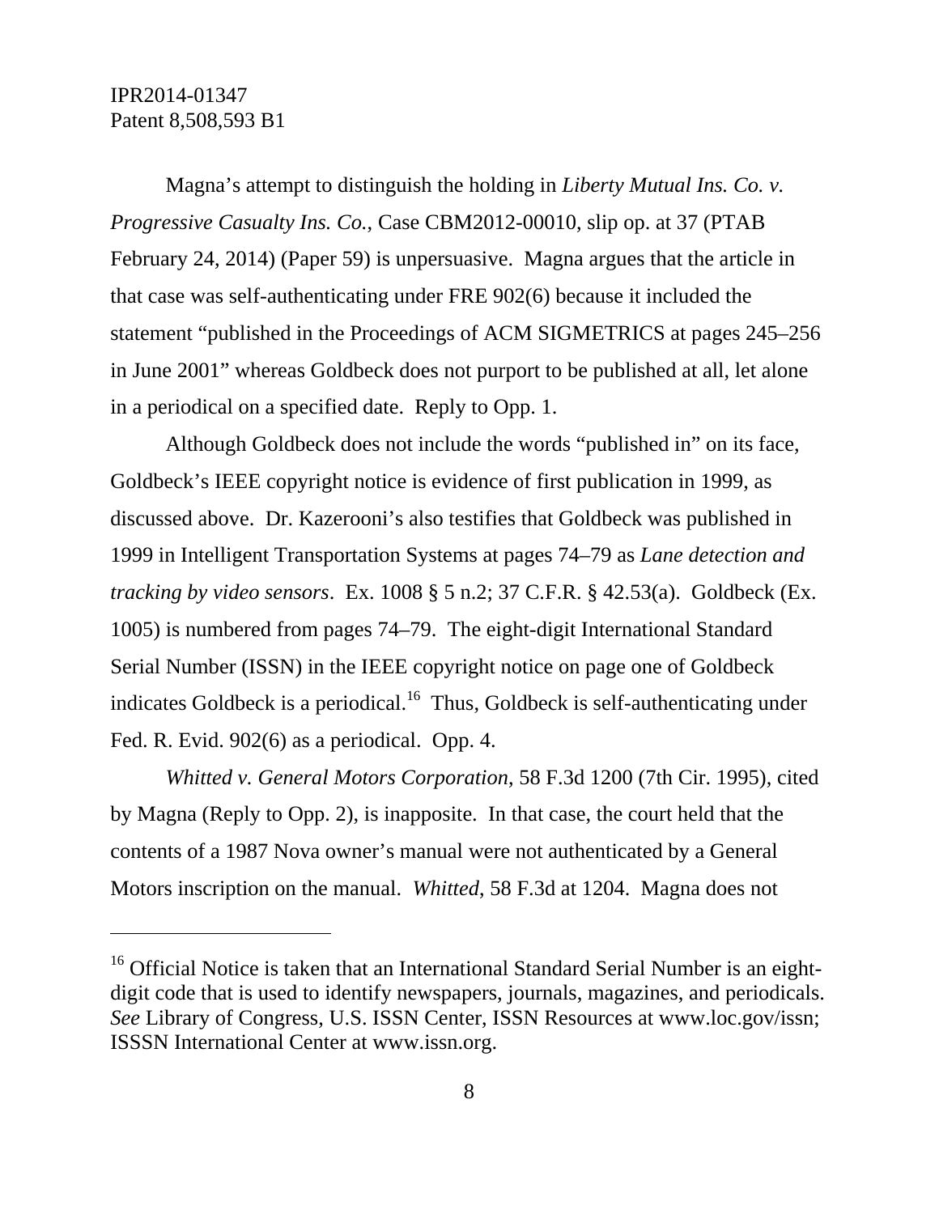Magna's attempt to distinguish the holding in *Liberty Mutual Ins. Co. v. Progressive Casualty Ins. Co.*, Case CBM2012-00010, slip op. at 37 (PTAB February 24, 2014) (Paper 59) is unpersuasive. Magna argues that the article in that case was self-authenticating under FRE 902(6) because it included the statement "published in the Proceedings of ACM SIGMETRICS at pages 245–256 in June 2001" whereas Goldbeck does not purport to be published at all, let alone in a periodical on a specified date. Reply to Opp. 1.

Although Goldbeck does not include the words "published in" on its face, Goldbeck's IEEE copyright notice is evidence of first publication in 1999, as discussed above. Dr. Kazerooni's also testifies that Goldbeck was published in 1999 in Intelligent Transportation Systems at pages 74–79 as *Lane detection and tracking by video sensors*. Ex. 1008 § 5 n.2; 37 C.F.R. § 42.53(a). Goldbeck (Ex. 1005) is numbered from pages 74–79. The eight-digit International Standard Serial Number (ISSN) in the IEEE copyright notice on page one of Goldbeck indicates Goldbeck is a periodical.[16] Thus, Goldbeck is self-authenticating under Fed. R. Evid. 902(6) as a periodical. Opp. 4.

*Whitted v. General Motors Corporation*, 58 F.3d 1200 (7th Cir. 1995), cited by Magna (Reply to Opp. 2), is inapposite. In that case, the court held that the contents of a 1987 Nova owner's manual were not authenticated by a General Motors inscription on the manual. *Whitted*, 58 F.3d at 1204. Magna does not

---

[16] Official Notice is taken that an International Standard Serial Number is an eight-digit code that is used to identify newspapers, journals, magazines, and periodicals. *See* Library of Congress, U.S. ISSN Center, ISSN Resources at www.loc.gov/issn; ISSSN International Center at www.issn.org.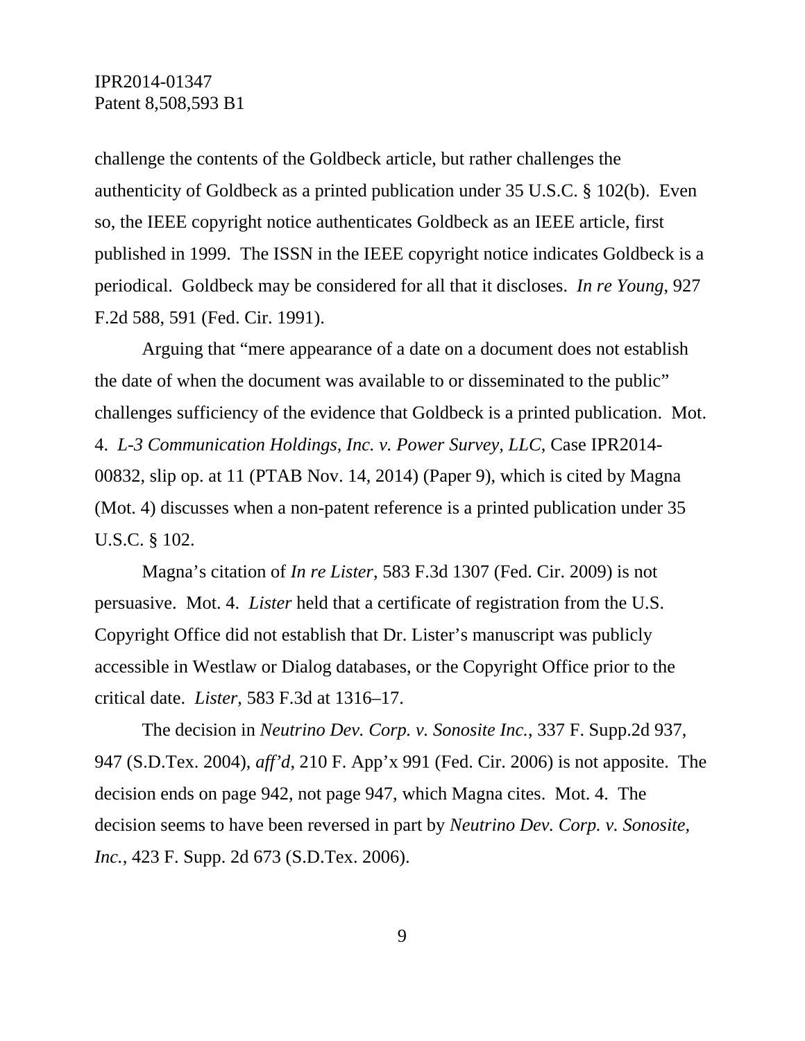challenge the contents of the Goldbeck article, but rather challenges the authenticity of Goldbeck as a printed publication under 35 U.S.C. § 102(b). Even so, the IEEE copyright notice authenticates Goldbeck as an IEEE article, first published in 1999. The ISSN in the IEEE copyright notice indicates Goldbeck is a periodical. Goldbeck may be considered for all that it discloses. *In re Young*, 927 F.2d 588, 591 (Fed. Cir. 1991).

Arguing that "mere appearance of a date on a document does not establish the date of when the document was available to or disseminated to the public" challenges sufficiency of the evidence that Goldbeck is a printed publication. Mot. 4. *L-3 Communication Holdings, Inc. v. Power Survey, LLC*, Case IPR2014-00832, slip op. at 11 (PTAB Nov. 14, 2014) (Paper 9), which is cited by Magna (Mot. 4) discusses when a non-patent reference is a printed publication under 35 U.S.C. § 102.

Magna's citation of *In re Lister*, 583 F.3d 1307 (Fed. Cir. 2009) is not persuasive. Mot. 4. *Lister* held that a certificate of registration from the U.S. Copyright Office did not establish that Dr. Lister's manuscript was publicly accessible in Westlaw or Dialog databases, or the Copyright Office prior to the critical date. *Lister*, 583 F.3d at 1316–17.

The decision in *Neutrino Dev. Corp. v. Sonosite Inc.*, 337 F. Supp.2d 937, 947 (S.D.Tex. 2004), *aff'd*, 210 F. App'x 991 (Fed. Cir. 2006) is not apposite. The decision ends on page 942, not page 947, which Magna cites. Mot. 4. The decision seems to have been reversed in part by *Neutrino Dev. Corp. v. Sonosite, Inc.*, 423 F. Supp. 2d 673 (S.D.Tex. 2006).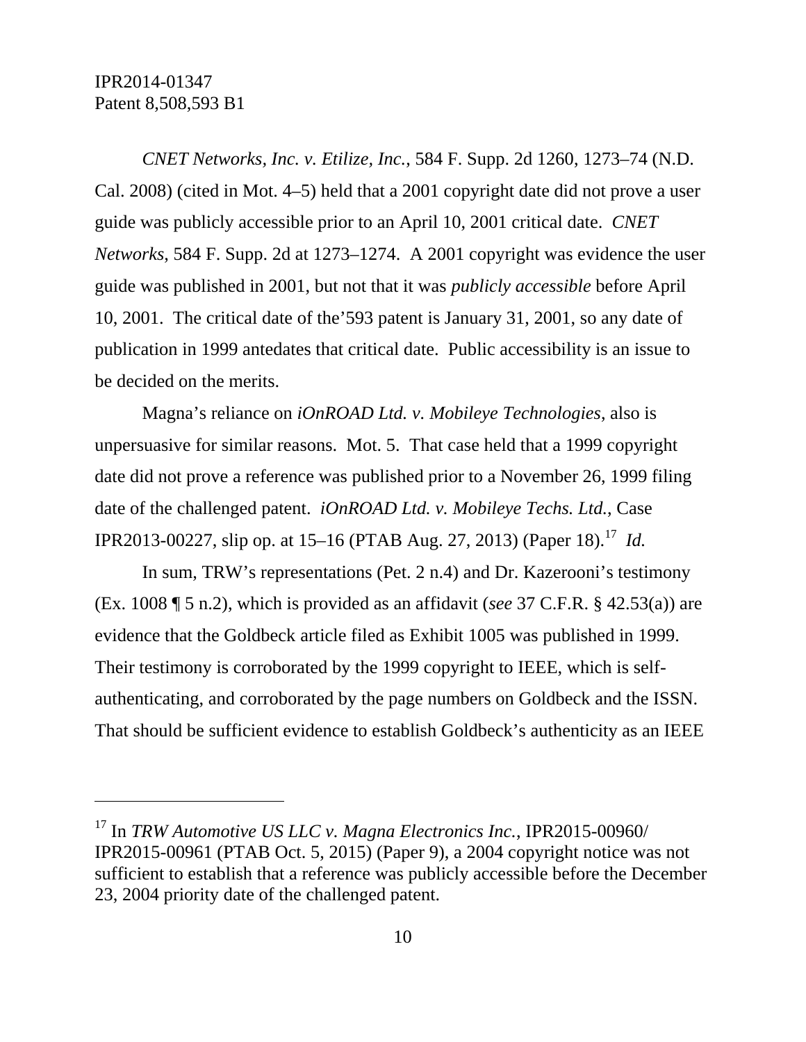*CNET Networks, Inc. v. Etilize, Inc.*, 584 F. Supp. 2d 1260, 1273–74 (N.D. Cal. 2008) (cited in Mot. 4–5) held that a 2001 copyright date did not prove a user guide was publicly accessible prior to an April 10, 2001 critical date. *CNET Networks*, 584 F. Supp. 2d at 1273–1274. A 2001 copyright was evidence the user guide was published in 2001, but not that it was *publicly accessible* before April 10, 2001. The critical date of the'593 patent is January 31, 2001, so any date of publication in 1999 antedates that critical date. Public accessibility is an issue to be decided on the merits.

Magna's reliance on *iOnROAD Ltd. v. Mobileye Technologies*, also is unpersuasive for similar reasons. Mot. 5. That case held that a 1999 copyright date did not prove a reference was published prior to a November 26, 1999 filing date of the challenged patent. *iOnROAD Ltd. v. Mobileye Techs. Ltd.*, Case IPR2013-00227, slip op. at 15–16 (PTAB Aug. 27, 2013) (Paper 18).[17] *Id.*

In sum, TRW's representations (Pet. 2 n.4) and Dr. Kazerooni's testimony (Ex. 1008 ¶ 5 n.2), which is provided as an affidavit (*see* 37 C.F.R. § 42.53(a)) are evidence that the Goldbeck article filed as Exhibit 1005 was published in 1999. Their testimony is corroborated by the 1999 copyright to IEEE, which is self-authenticating, and corroborated by the page numbers on Goldbeck and the ISSN. That should be sufficient evidence to establish Goldbeck's authenticity as an IEEE

[17] In *TRW Automotive US LLC v. Magna Electronics Inc.*, IPR2015-00960/ IPR2015-00961 (PTAB Oct. 5, 2015) (Paper 9), a 2004 copyright notice was not sufficient to establish that a reference was publicly accessible before the December 23, 2004 priority date of the challenged patent.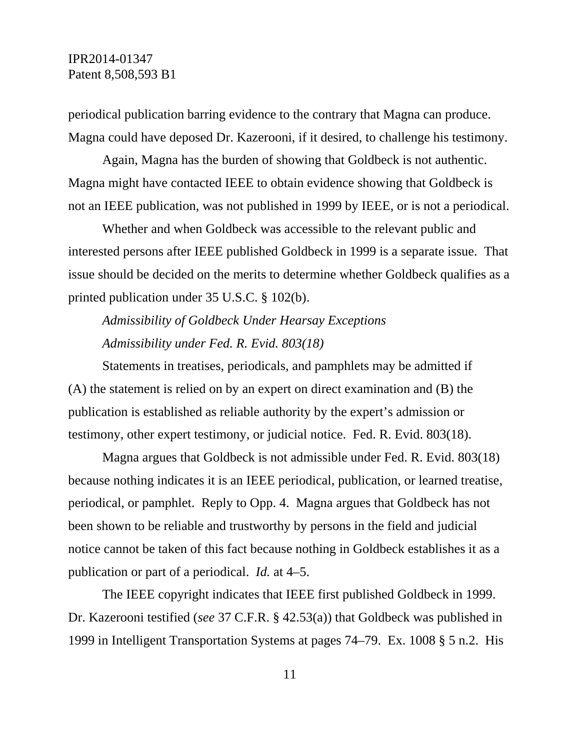periodical publication barring evidence to the contrary that Magna can produce. Magna could have deposed Dr. Kazerooni, if it desired, to challenge his testimony.

Again, Magna has the burden of showing that Goldbeck is not authentic. Magna might have contacted IEEE to obtain evidence showing that Goldbeck is not an IEEE publication, was not published in 1999 by IEEE, or is not a periodical.

Whether and when Goldbeck was accessible to the relevant public and interested persons after IEEE published Goldbeck in 1999 is a separate issue. That issue should be decided on the merits to determine whether Goldbeck qualifies as a printed publication under 35 U.S.C. § 102(b).

*Admissibility of Goldbeck Under Hearsay Exceptions*

*Admissibility under Fed. R. Evid. 803(18)*

Statements in treatises, periodicals, and pamphlets may be admitted if (A) the statement is relied on by an expert on direct examination and (B) the publication is established as reliable authority by the expert's admission or testimony, other expert testimony, or judicial notice. Fed. R. Evid. 803(18).

Magna argues that Goldbeck is not admissible under Fed. R. Evid. 803(18) because nothing indicates it is an IEEE periodical, publication, or learned treatise, periodical, or pamphlet. Reply to Opp. 4. Magna argues that Goldbeck has not been shown to be reliable and trustworthy by persons in the field and judicial notice cannot be taken of this fact because nothing in Goldbeck establishes it as a publication or part of a periodical. *Id.* at 4–5.

The IEEE copyright indicates that IEEE first published Goldbeck in 1999. Dr. Kazerooni testified (*see* 37 C.F.R. § 42.53(a)) that Goldbeck was published in 1999 in Intelligent Transportation Systems at pages 74–79. Ex. 1008 § 5 n.2. His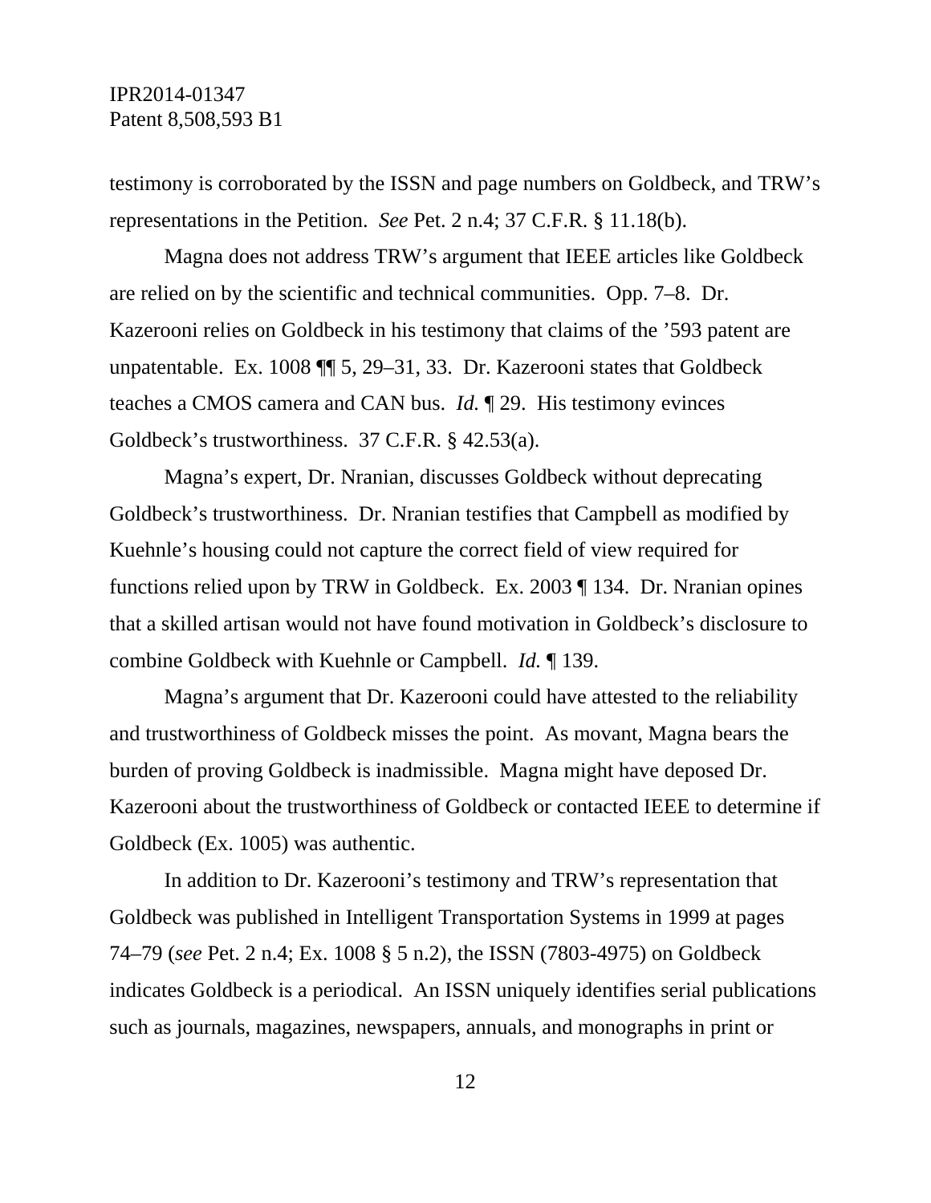testimony is corroborated by the ISSN and page numbers on Goldbeck, and TRW's representations in the Petition. *See* Pet. 2 n.4; 37 C.F.R. § 11.18(b).

Magna does not address TRW's argument that IEEE articles like Goldbeck are relied on by the scientific and technical communities. Opp. 7–8. Dr. Kazerooni relies on Goldbeck in his testimony that claims of the '593 patent are unpatentable. Ex. 1008 ¶¶ 5, 29–31, 33. Dr. Kazerooni states that Goldbeck teaches a CMOS camera and CAN bus. *Id.* ¶ 29. His testimony evinces Goldbeck's trustworthiness. 37 C.F.R. § 42.53(a).

Magna's expert, Dr. Nranian, discusses Goldbeck without deprecating Goldbeck's trustworthiness. Dr. Nranian testifies that Campbell as modified by Kuehnle's housing could not capture the correct field of view required for functions relied upon by TRW in Goldbeck. Ex. 2003 ¶ 134. Dr. Nranian opines that a skilled artisan would not have found motivation in Goldbeck's disclosure to combine Goldbeck with Kuehnle or Campbell. *Id.* ¶ 139.

Magna's argument that Dr. Kazerooni could have attested to the reliability and trustworthiness of Goldbeck misses the point. As movant, Magna bears the burden of proving Goldbeck is inadmissible. Magna might have deposed Dr. Kazerooni about the trustworthiness of Goldbeck or contacted IEEE to determine if Goldbeck (Ex. 1005) was authentic.

In addition to Dr. Kazerooni's testimony and TRW's representation that Goldbeck was published in Intelligent Transportation Systems in 1999 at pages 74–79 (*see* Pet. 2 n.4; Ex. 1008 § 5 n.2), the ISSN (7803-4975) on Goldbeck indicates Goldbeck is a periodical. An ISSN uniquely identifies serial publications such as journals, magazines, newspapers, annuals, and monographs in print or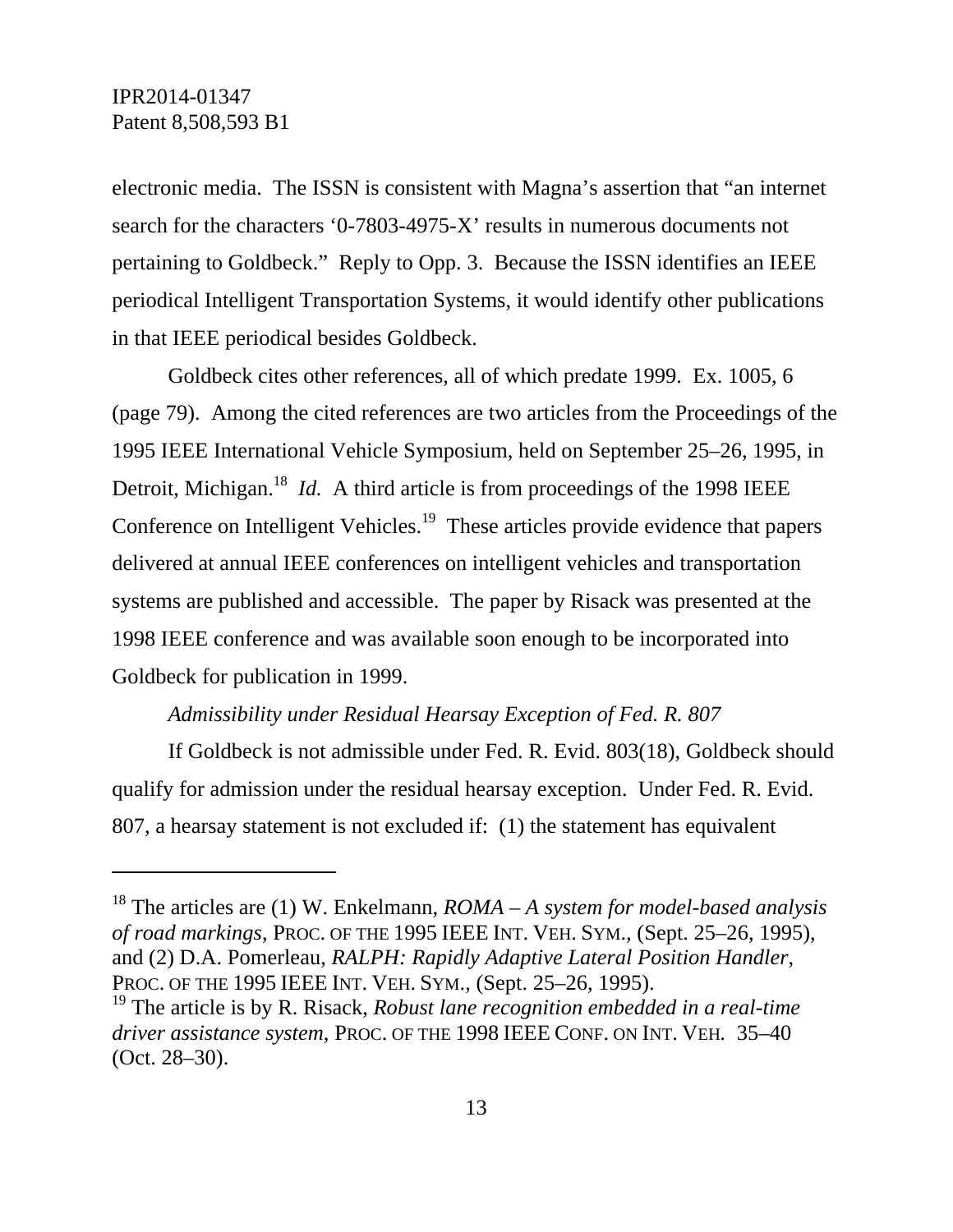electronic media. The ISSN is consistent with Magna's assertion that "an internet search for the characters '0-7803-4975-X' results in numerous documents not pertaining to Goldbeck." Reply to Opp. 3. Because the ISSN identifies an IEEE periodical Intelligent Transportation Systems, it would identify other publications in that IEEE periodical besides Goldbeck.

Goldbeck cites other references, all of which predate 1999. Ex. 1005, 6 (page 79). Among the cited references are two articles from the Proceedings of the 1995 IEEE International Vehicle Symposium, held on September 25–26, 1995, in Detroit, Michigan.[18] *Id.* A third article is from proceedings of the 1998 IEEE Conference on Intelligent Vehicles.[19] These articles provide evidence that papers delivered at annual IEEE conferences on intelligent vehicles and transportation systems are published and accessible. The paper by Risack was presented at the 1998 IEEE conference and was available soon enough to be incorporated into Goldbeck for publication in 1999.

*Admissibility under Residual Hearsay Exception of Fed. R. 807*

If Goldbeck is not admissible under Fed. R. Evid. 803(18), Goldbeck should qualify for admission under the residual hearsay exception. Under Fed. R. Evid. 807, a hearsay statement is not excluded if: (1) the statement has equivalent

---

[18] The articles are (1) W. Enkelmann, *ROMA – A system for model-based analysis of road markings*, PROC. OF THE 1995 IEEE INT. VEH. SYM., (Sept. 25–26, 1995), and (2) D.A. Pomerleau, *RALPH: Rapidly Adaptive Lateral Position Handler*, PROC. OF THE 1995 IEEE INT. VEH. SYM., (Sept. 25–26, 1995).

[19] The article is by R. Risack, *Robust lane recognition embedded in a real-time driver assistance system*, PROC. OF THE 1998 IEEE CONF. ON INT. VEH. 35–40 (Oct. 28–30).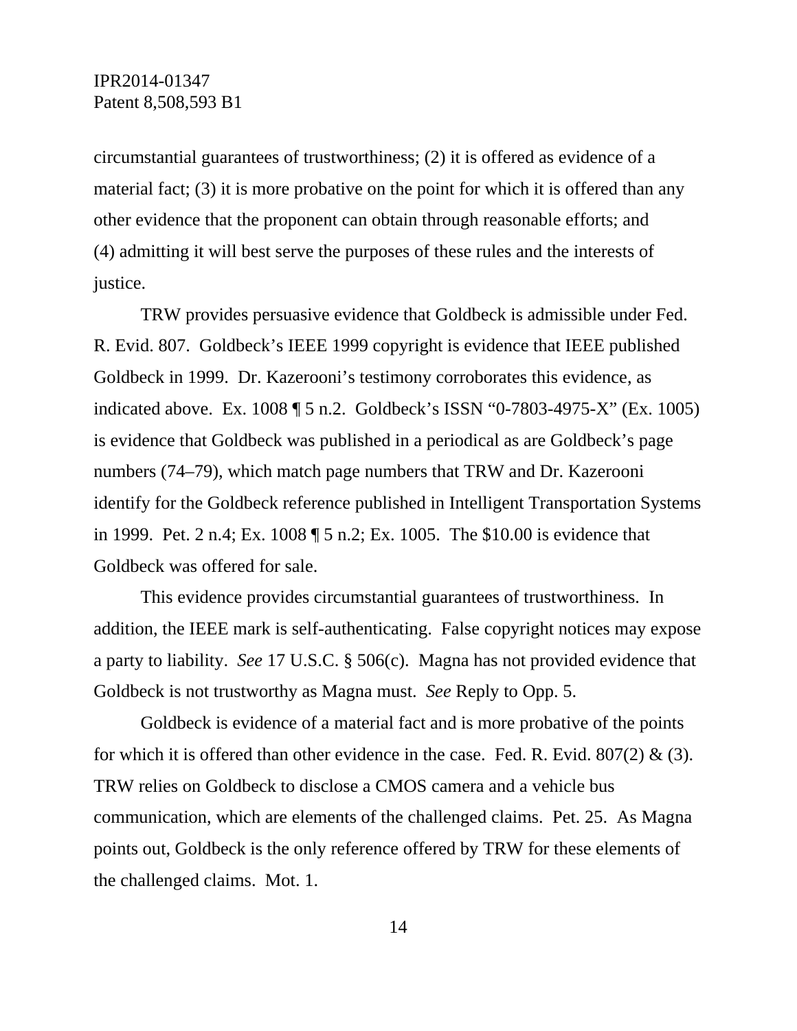circumstantial guarantees of trustworthiness; (2) it is offered as evidence of a material fact; (3) it is more probative on the point for which it is offered than any other evidence that the proponent can obtain through reasonable efforts; and (4) admitting it will best serve the purposes of these rules and the interests of justice.

TRW provides persuasive evidence that Goldbeck is admissible under Fed. R. Evid. 807. Goldbeck's IEEE 1999 copyright is evidence that IEEE published Goldbeck in 1999. Dr. Kazerooni's testimony corroborates this evidence, as indicated above. Ex. 1008 ¶ 5 n.2. Goldbeck's ISSN "0-7803-4975-X" (Ex. 1005) is evidence that Goldbeck was published in a periodical as are Goldbeck's page numbers (74–79), which match page numbers that TRW and Dr. Kazerooni identify for the Goldbeck reference published in Intelligent Transportation Systems in 1999. Pet. 2 n.4; Ex. 1008 ¶ 5 n.2; Ex. 1005. The $10.00 is evidence that Goldbeck was offered for sale.

This evidence provides circumstantial guarantees of trustworthiness. In addition, the IEEE mark is self-authenticating. False copyright notices may expose a party to liability. *See* 17 U.S.C. § 506(c). Magna has not provided evidence that Goldbeck is not trustworthy as Magna must. *See* Reply to Opp. 5.

Goldbeck is evidence of a material fact and is more probative of the points for which it is offered than other evidence in the case. Fed. R. Evid. 807(2) & (3). TRW relies on Goldbeck to disclose a CMOS camera and a vehicle bus communication, which are elements of the challenged claims. Pet. 25. As Magna points out, Goldbeck is the only reference offered by TRW for these elements of the challenged claims. Mot. 1.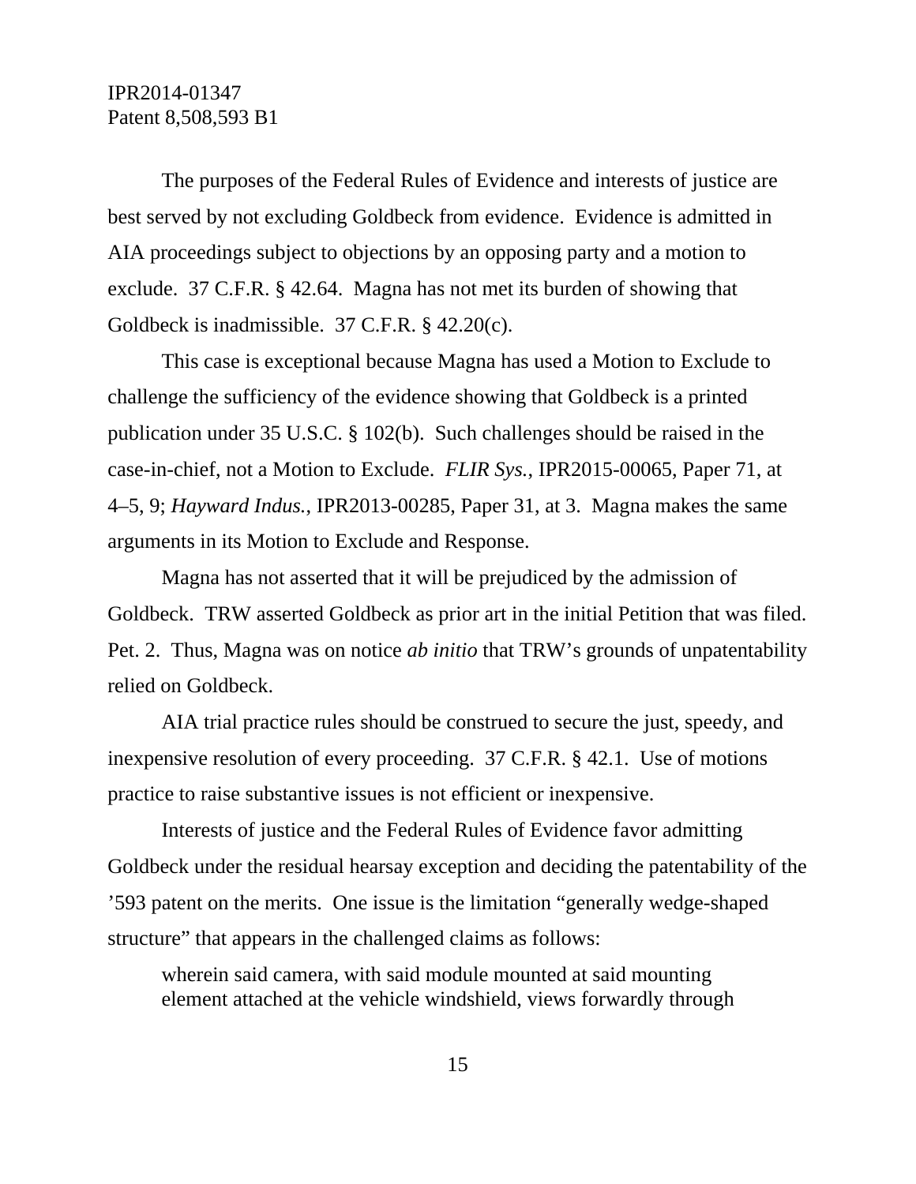The purposes of the Federal Rules of Evidence and interests of justice are best served by not excluding Goldbeck from evidence. Evidence is admitted in AIA proceedings subject to objections by an opposing party and a motion to exclude. 37 C.F.R. § 42.64. Magna has not met its burden of showing that Goldbeck is inadmissible. 37 C.F.R. § 42.20(c).

This case is exceptional because Magna has used a Motion to Exclude to challenge the sufficiency of the evidence showing that Goldbeck is a printed publication under 35 U.S.C. § 102(b). Such challenges should be raised in the case-in-chief, not a Motion to Exclude. *FLIR Sys.*, IPR2015-00065, Paper 71, at 4–5, 9; *Hayward Indus.*, IPR2013-00285, Paper 31, at 3. Magna makes the same arguments in its Motion to Exclude and Response.

Magna has not asserted that it will be prejudiced by the admission of Goldbeck. TRW asserted Goldbeck as prior art in the initial Petition that was filed. Pet. 2. Thus, Magna was on notice *ab initio* that TRW's grounds of unpatentability relied on Goldbeck.

AIA trial practice rules should be construed to secure the just, speedy, and inexpensive resolution of every proceeding. 37 C.F.R. § 42.1. Use of motions practice to raise substantive issues is not efficient or inexpensive.

Interests of justice and the Federal Rules of Evidence favor admitting Goldbeck under the residual hearsay exception and deciding the patentability of the '593 patent on the merits. One issue is the limitation "generally wedge-shaped structure" that appears in the challenged claims as follows:

> wherein said camera, with said module mounted at said mounting element attached at the vehicle windshield, views forwardly through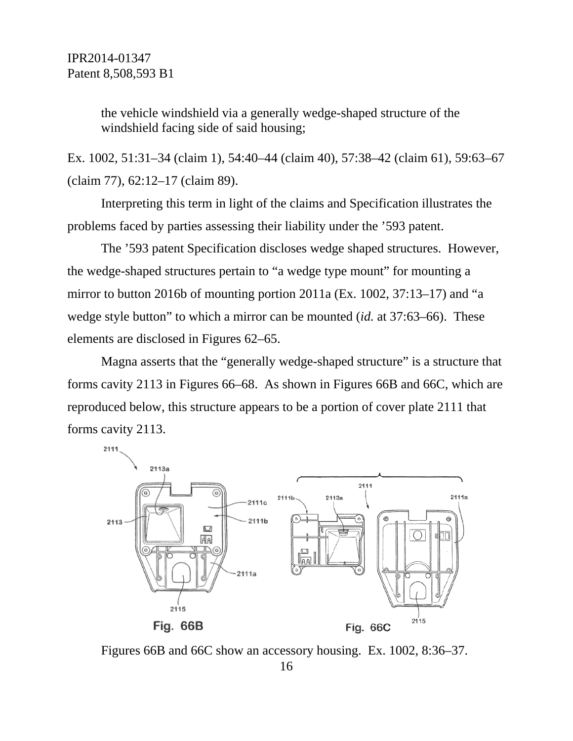the vehicle windshield via a generally wedge-shaped structure of the windshield facing side of said housing;

Ex. 1002, 51:31–34 (claim 1), 54:40–44 (claim 40), 57:38–42 (claim 61), 59:63–67 (claim 77), 62:12–17 (claim 89).

Interpreting this term in light of the claims and Specification illustrates the problems faced by parties assessing their liability under the '593 patent.

The '593 patent Specification discloses wedge shaped structures. However, the wedge-shaped structures pertain to "a wedge type mount" for mounting a mirror to button 2016b of mounting portion 2011a (Ex. 1002, 37:13–17) and "a wedge style button" to which a mirror can be mounted (*id.* at 37:63–66). These elements are disclosed in Figures 62–65.

Magna asserts that the "generally wedge-shaped structure" is a structure that forms cavity 2113 in Figures 66–68. As shown in Figures 66B and 66C, which are reproduced below, this structure appears to be a portion of cover plate 2111 that forms cavity 2113.

Figures 66B and 66C show an accessory housing. Ex. 1002, 8:36–37.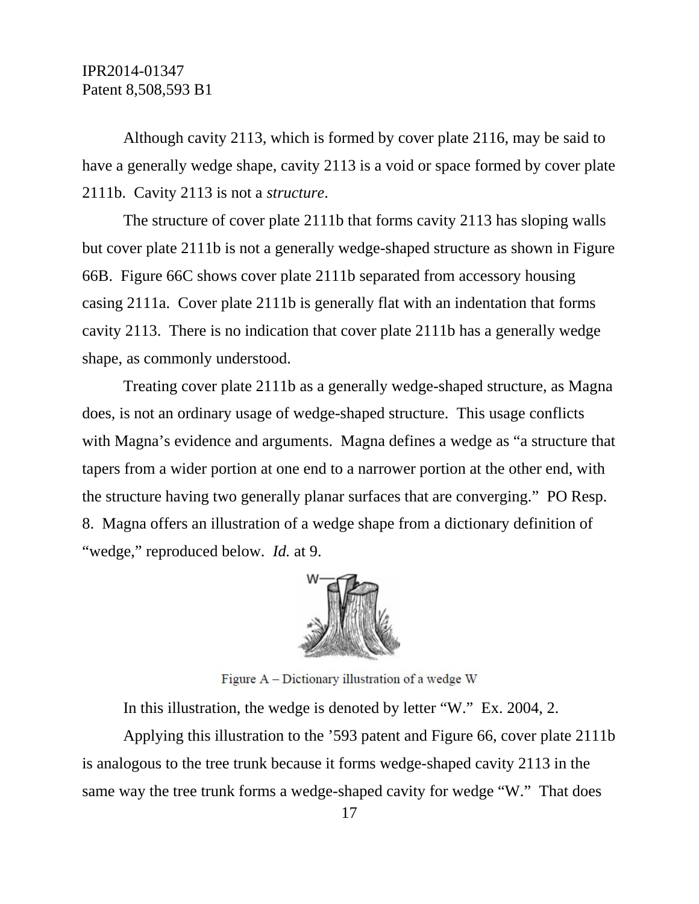Although cavity 2113, which is formed by cover plate 2116, may be said to have a generally wedge shape, cavity 2113 is a void or space formed by cover plate 2111b. Cavity 2113 is not a *structure*.

The structure of cover plate 2111b that forms cavity 2113 has sloping walls but cover plate 2111b is not a generally wedge-shaped structure as shown in Figure 66B. Figure 66C shows cover plate 2111b separated from accessory housing casing 2111a. Cover plate 2111b is generally flat with an indentation that forms cavity 2113. There is no indication that cover plate 2111b has a generally wedge shape, as commonly understood.

Treating cover plate 2111b as a generally wedge-shaped structure, as Magna does, is not an ordinary usage of wedge-shaped structure. This usage conflicts with Magna's evidence and arguments. Magna defines a wedge as "a structure that tapers from a wider portion at one end to a narrower portion at the other end, with the structure having two generally planar surfaces that are converging." PO Resp. 8. Magna offers an illustration of a wedge shape from a dictionary definition of "wedge," reproduced below. *Id.* at 9.

Figure A – Dictionary illustration of a wedge W

In this illustration, the wedge is denoted by letter "W." Ex. 2004, 2.

Applying this illustration to the '593 patent and Figure 66, cover plate 2111b is analogous to the tree trunk because it forms wedge-shaped cavity 2113 in the same way the tree trunk forms a wedge-shaped cavity for wedge "W." That does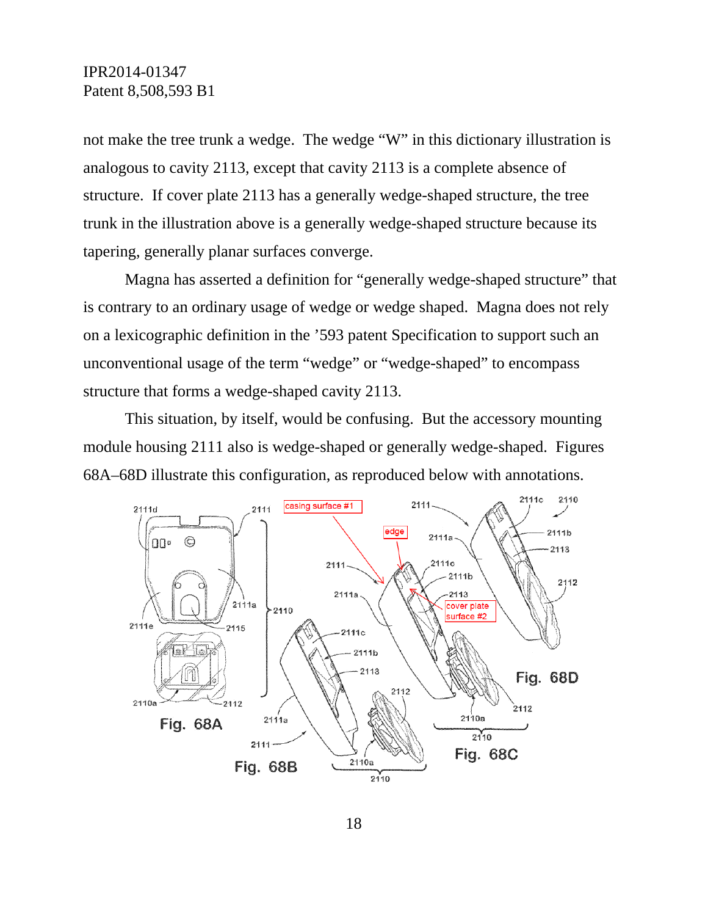not make the tree trunk a wedge. The wedge "W" in this dictionary illustration is analogous to cavity 2113, except that cavity 2113 is a complete absence of structure. If cover plate 2113 has a generally wedge-shaped structure, the tree trunk in the illustration above is a generally wedge-shaped structure because its tapering, generally planar surfaces converge.

Magna has asserted a definition for "generally wedge-shaped structure" that is contrary to an ordinary usage of wedge or wedge shaped. Magna does not rely on a lexicographic definition in the '593 patent Specification to support such an unconventional usage of the term "wedge" or "wedge-shaped" to encompass structure that forms a wedge-shaped cavity 2113.

This situation, by itself, would be confusing. But the accessory mounting module housing 2111 also is wedge-shaped or generally wedge-shaped. Figures 68A–68D illustrate this configuration, as reproduced below with annotations.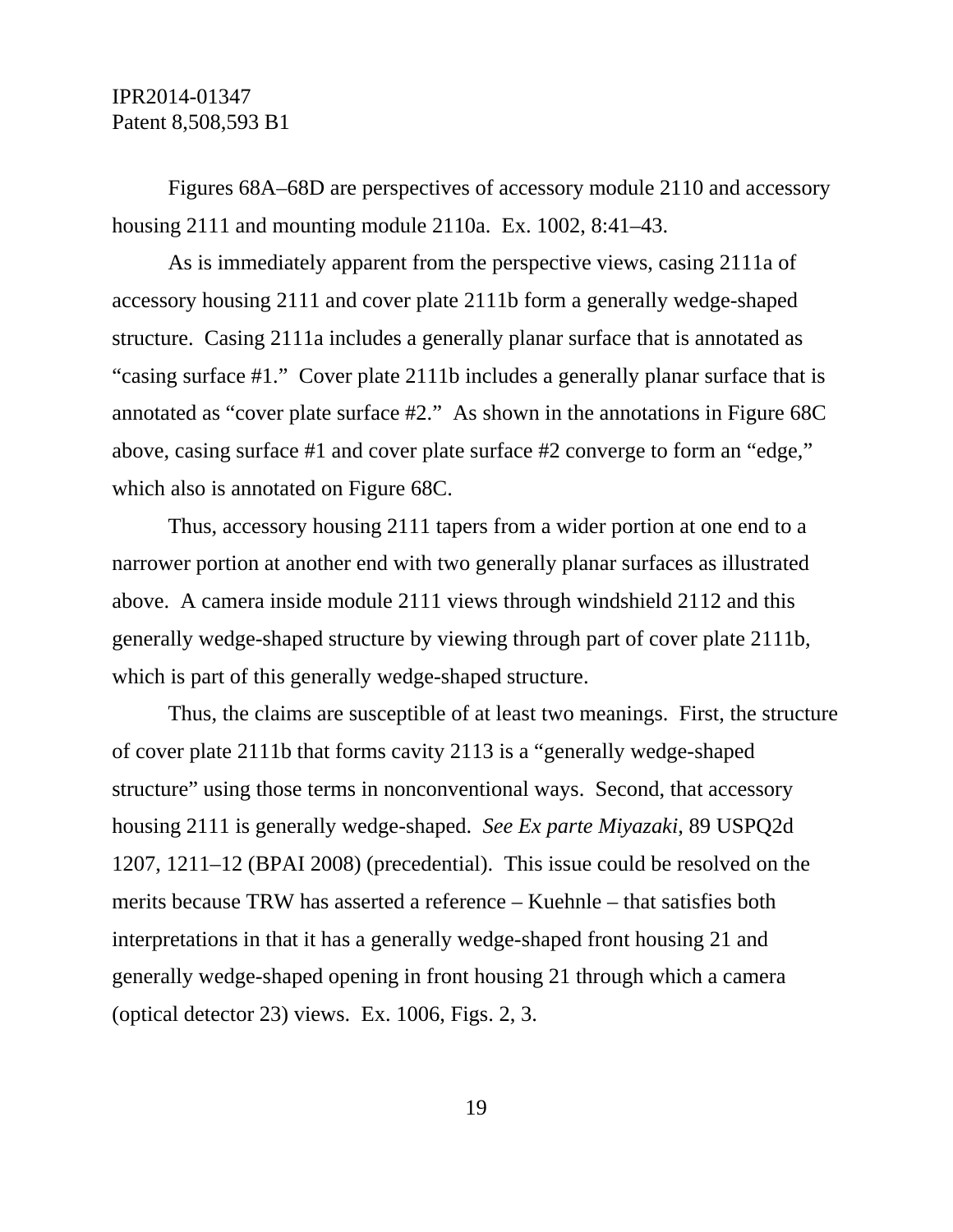Figures 68A–68D are perspectives of accessory module 2110 and accessory housing 2111 and mounting module 2110a. Ex. 1002, 8:41–43.

As is immediately apparent from the perspective views, casing 2111a of accessory housing 2111 and cover plate 2111b form a generally wedge-shaped structure. Casing 2111a includes a generally planar surface that is annotated as "casing surface #1." Cover plate 2111b includes a generally planar surface that is annotated as "cover plate surface #2." As shown in the annotations in Figure 68C above, casing surface #1 and cover plate surface #2 converge to form an "edge," which also is annotated on Figure 68C.

Thus, accessory housing 2111 tapers from a wider portion at one end to a narrower portion at another end with two generally planar surfaces as illustrated above. A camera inside module 2111 views through windshield 2112 and this generally wedge-shaped structure by viewing through part of cover plate 2111b, which is part of this generally wedge-shaped structure.

Thus, the claims are susceptible of at least two meanings. First, the structure of cover plate 2111b that forms cavity 2113 is a "generally wedge-shaped structure" using those terms in nonconventional ways. Second, that accessory housing 2111 is generally wedge-shaped. *See Ex parte Miyazaki*, 89 USPQ2d 1207, 1211–12 (BPAI 2008) (precedential). This issue could be resolved on the merits because TRW has asserted a reference – Kuehnle – that satisfies both interpretations in that it has a generally wedge-shaped front housing 21 and generally wedge-shaped opening in front housing 21 through which a camera (optical detector 23) views. Ex. 1006, Figs. 2, 3.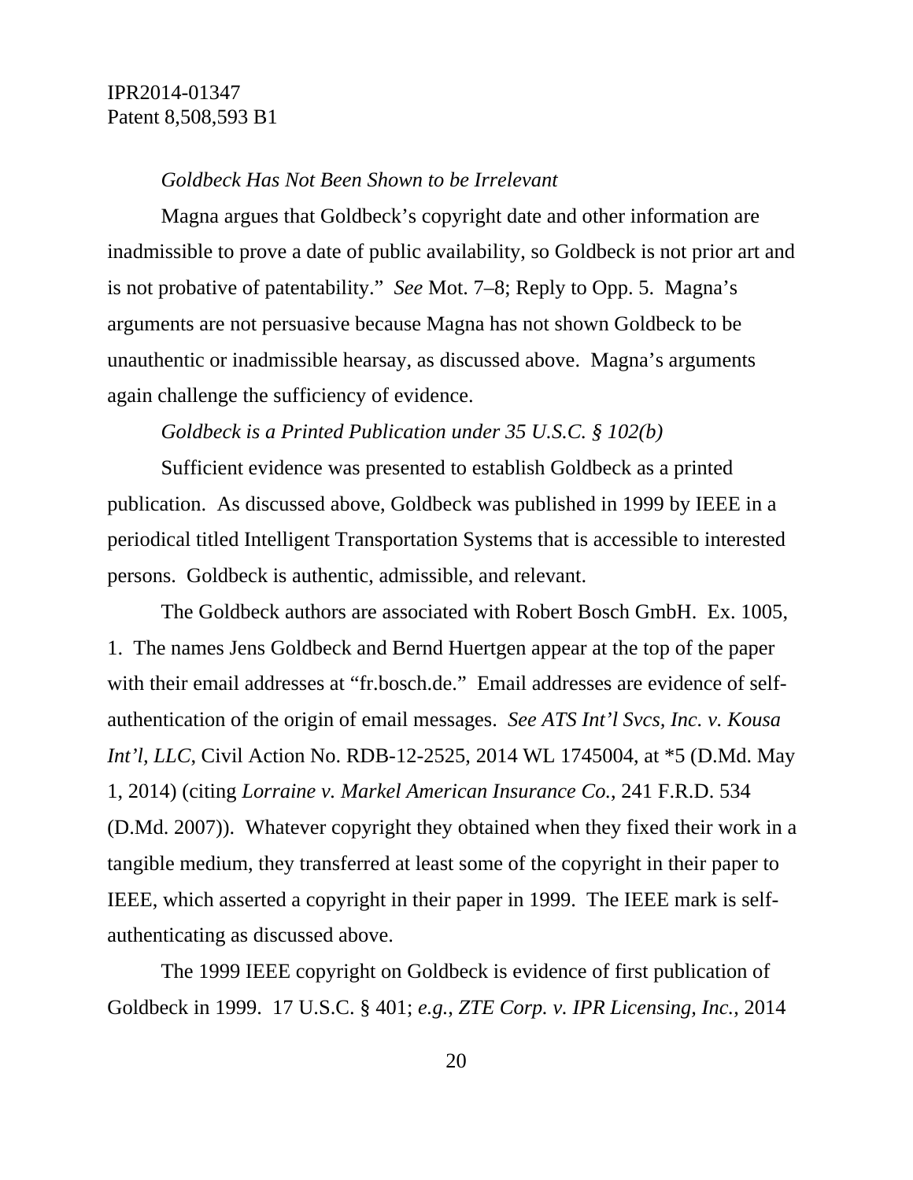*Goldbeck Has Not Been Shown to be Irrelevant*

Magna argues that Goldbeck's copyright date and other information are inadmissible to prove a date of public availability, so Goldbeck is not prior art and is not probative of patentability." *See* Mot. 7–8; Reply to Opp. 5. Magna's arguments are not persuasive because Magna has not shown Goldbeck to be unauthentic or inadmissible hearsay, as discussed above. Magna's arguments again challenge the sufficiency of evidence.

*Goldbeck is a Printed Publication under 35 U.S.C. § 102(b)*

Sufficient evidence was presented to establish Goldbeck as a printed publication. As discussed above, Goldbeck was published in 1999 by IEEE in a periodical titled Intelligent Transportation Systems that is accessible to interested persons. Goldbeck is authentic, admissible, and relevant.

The Goldbeck authors are associated with Robert Bosch GmbH. Ex. 1005, 1. The names Jens Goldbeck and Bernd Huertgen appear at the top of the paper with their email addresses at "fr.bosch.de." Email addresses are evidence of self-authentication of the origin of email messages. *See ATS Int'l Svcs, Inc. v. Kousa Int'l, LLC*, Civil Action No. RDB-12-2525, 2014 WL 1745004, at *5 (D.Md. May 1, 2014) (citing *Lorraine v. Markel American Insurance Co.*, 241 F.R.D. 534 (D.Md. 2007)). Whatever copyright they obtained when they fixed their work in a tangible medium, they transferred at least some of the copyright in their paper to IEEE, which asserted a copyright in their paper in 1999. The IEEE mark is self-authenticating as discussed above.

The 1999 IEEE copyright on Goldbeck is evidence of first publication of Goldbeck in 1999. 17 U.S.C. § 401; *e.g., ZTE Corp. v. IPR Licensing, Inc.*, 2014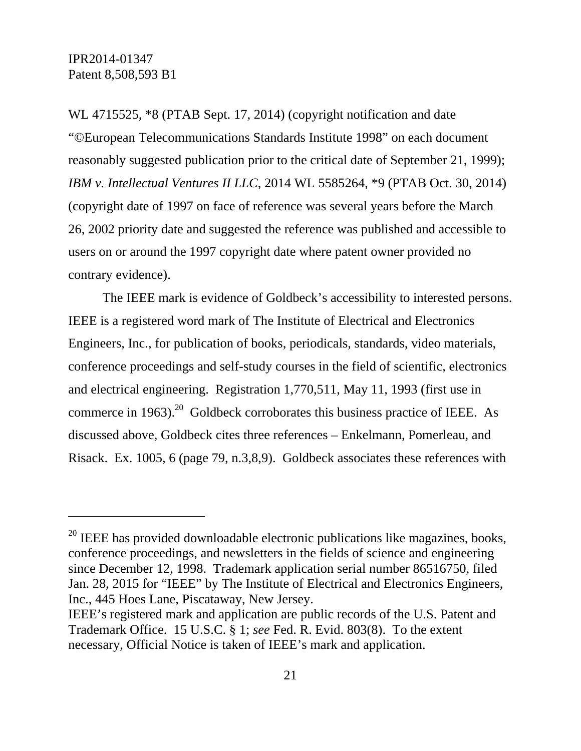WL 4715525, *8 (PTAB Sept. 17, 2014) (copyright notification and date "©European Telecommunications Standards Institute 1998" on each document reasonably suggested publication prior to the critical date of September 21, 1999); *IBM v. Intellectual Ventures II LLC*, 2014 WL 5585264, *9 (PTAB Oct. 30, 2014) (copyright date of 1997 on face of reference was several years before the March 26, 2002 priority date and suggested the reference was published and accessible to users on or around the 1997 copyright date where patent owner provided no contrary evidence).

The IEEE mark is evidence of Goldbeck's accessibility to interested persons. IEEE is a registered word mark of The Institute of Electrical and Electronics Engineers, Inc., for publication of books, periodicals, standards, video materials, conference proceedings and self-study courses in the field of scientific, electronics and electrical engineering. Registration 1,770,511, May 11, 1993 (first use in commerce in 1963).[20] Goldbeck corroborates this business practice of IEEE. As discussed above, Goldbeck cites three references – Enkelmann, Pomerleau, and Risack. Ex. 1005, 6 (page 79, n.3,8,9). Goldbeck associates these references with

---

[20] IEEE has provided downloadable electronic publications like magazines, books, conference proceedings, and newsletters in the fields of science and engineering since December 12, 1998. Trademark application serial number 86516750, filed Jan. 28, 2015 for "IEEE" by The Institute of Electrical and Electronics Engineers, Inc., 445 Hoes Lane, Piscataway, New Jersey.
IEEE's registered mark and application are public records of the U.S. Patent and Trademark Office. 15 U.S.C. § 1; *see* Fed. R. Evid. 803(8). To the extent necessary, Official Notice is taken of IEEE's mark and application.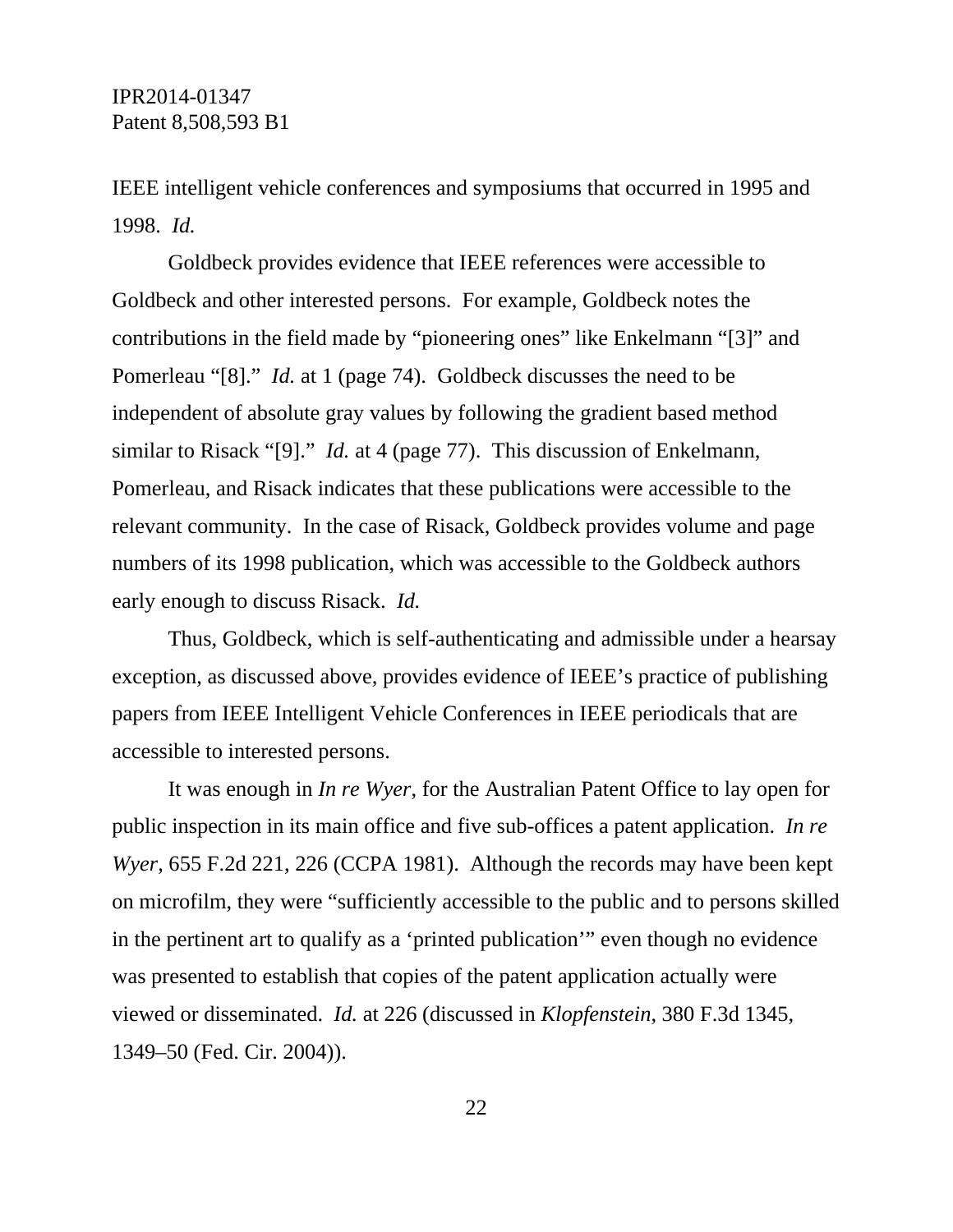IEEE intelligent vehicle conferences and symposiums that occurred in 1995 and 1998. *Id.*

Goldbeck provides evidence that IEEE references were accessible to Goldbeck and other interested persons. For example, Goldbeck notes the contributions in the field made by "pioneering ones" like Enkelmann "[3]" and Pomerleau "[8]." *Id.* at 1 (page 74). Goldbeck discusses the need to be independent of absolute gray values by following the gradient based method similar to Risack "[9]." *Id.* at 4 (page 77). This discussion of Enkelmann, Pomerleau, and Risack indicates that these publications were accessible to the relevant community. In the case of Risack, Goldbeck provides volume and page numbers of its 1998 publication, which was accessible to the Goldbeck authors early enough to discuss Risack. *Id.*

Thus, Goldbeck, which is self-authenticating and admissible under a hearsay exception, as discussed above, provides evidence of IEEE's practice of publishing papers from IEEE Intelligent Vehicle Conferences in IEEE periodicals that are accessible to interested persons.

It was enough in *In re Wyer*, for the Australian Patent Office to lay open for public inspection in its main office and five sub-offices a patent application. *In re Wyer*, 655 F.2d 221, 226 (CCPA 1981). Although the records may have been kept on microfilm, they were "sufficiently accessible to the public and to persons skilled in the pertinent art to qualify as a 'printed publication'" even though no evidence was presented to establish that copies of the patent application actually were viewed or disseminated. *Id.* at 226 (discussed in *Klopfenstein*, 380 F.3d 1345, 1349–50 (Fed. Cir. 2004)).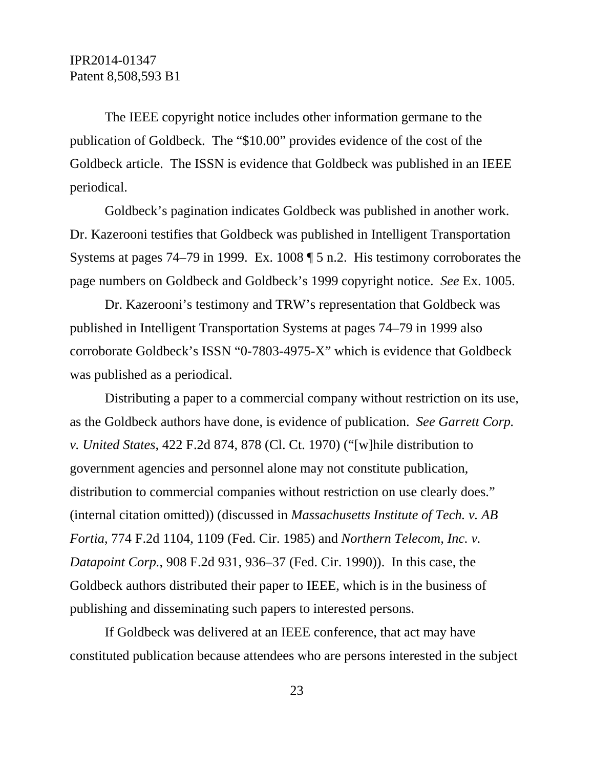The IEEE copyright notice includes other information germane to the publication of Goldbeck. The "$10.00" provides evidence of the cost of the Goldbeck article. The ISSN is evidence that Goldbeck was published in an IEEE periodical.

Goldbeck's pagination indicates Goldbeck was published in another work. Dr. Kazerooni testifies that Goldbeck was published in Intelligent Transportation Systems at pages 74–79 in 1999. Ex. 1008 ¶ 5 n.2. His testimony corroborates the page numbers on Goldbeck and Goldbeck's 1999 copyright notice. *See* Ex. 1005.

Dr. Kazerooni's testimony and TRW's representation that Goldbeck was published in Intelligent Transportation Systems at pages 74–79 in 1999 also corroborate Goldbeck's ISSN "0-7803-4975-X" which is evidence that Goldbeck was published as a periodical.

Distributing a paper to a commercial company without restriction on its use, as the Goldbeck authors have done, is evidence of publication. *See Garrett Corp. v. United States*, 422 F.2d 874, 878 (Cl. Ct. 1970) ("[w]hile distribution to government agencies and personnel alone may not constitute publication, distribution to commercial companies without restriction on use clearly does." (internal citation omitted)) (discussed in *Massachusetts Institute of Tech. v. AB Fortia*, 774 F.2d 1104, 1109 (Fed. Cir. 1985) and *Northern Telecom, Inc. v. Datapoint Corp.*, 908 F.2d 931, 936–37 (Fed. Cir. 1990)). In this case, the Goldbeck authors distributed their paper to IEEE, which is in the business of publishing and disseminating such papers to interested persons.

If Goldbeck was delivered at an IEEE conference, that act may have constituted publication because attendees who are persons interested in the subject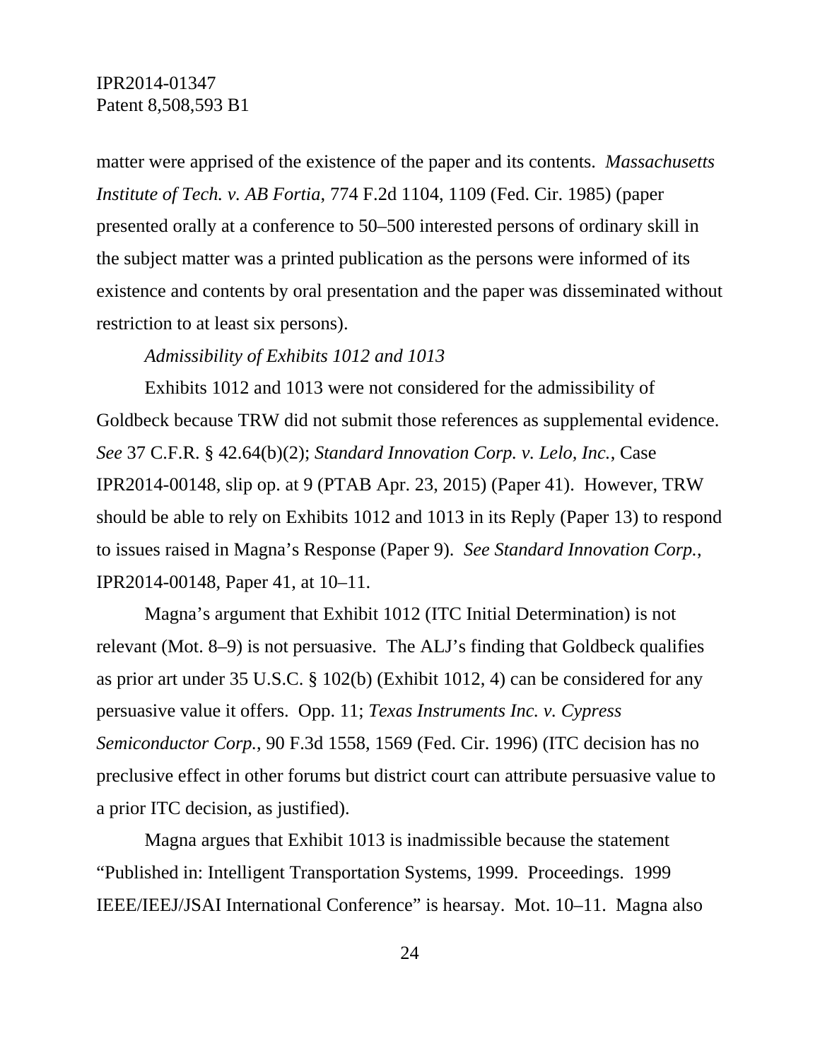matter were apprised of the existence of the paper and its contents. *Massachusetts Institute of Tech. v. AB Fortia*, 774 F.2d 1104, 1109 (Fed. Cir. 1985) (paper presented orally at a conference to 50–500 interested persons of ordinary skill in the subject matter was a printed publication as the persons were informed of its existence and contents by oral presentation and the paper was disseminated without restriction to at least six persons).

*Admissibility of Exhibits 1012 and 1013*

Exhibits 1012 and 1013 were not considered for the admissibility of Goldbeck because TRW did not submit those references as supplemental evidence. *See* 37 C.F.R. § 42.64(b)(2); *Standard Innovation Corp. v. Lelo, Inc.*, Case IPR2014-00148, slip op. at 9 (PTAB Apr. 23, 2015) (Paper 41). However, TRW should be able to rely on Exhibits 1012 and 1013 in its Reply (Paper 13) to respond to issues raised in Magna's Response (Paper 9). *See Standard Innovation Corp.*, IPR2014-00148, Paper 41, at 10–11.

Magna's argument that Exhibit 1012 (ITC Initial Determination) is not relevant (Mot. 8–9) is not persuasive. The ALJ's finding that Goldbeck qualifies as prior art under 35 U.S.C. § 102(b) (Exhibit 1012, 4) can be considered for any persuasive value it offers. Opp. 11; *Texas Instruments Inc. v. Cypress Semiconductor Corp.*, 90 F.3d 1558, 1569 (Fed. Cir. 1996) (ITC decision has no preclusive effect in other forums but district court can attribute persuasive value to a prior ITC decision, as justified).

Magna argues that Exhibit 1013 is inadmissible because the statement "Published in: Intelligent Transportation Systems, 1999. Proceedings. 1999 IEEE/IEEJ/JSAI International Conference" is hearsay. Mot. 10–11. Magna also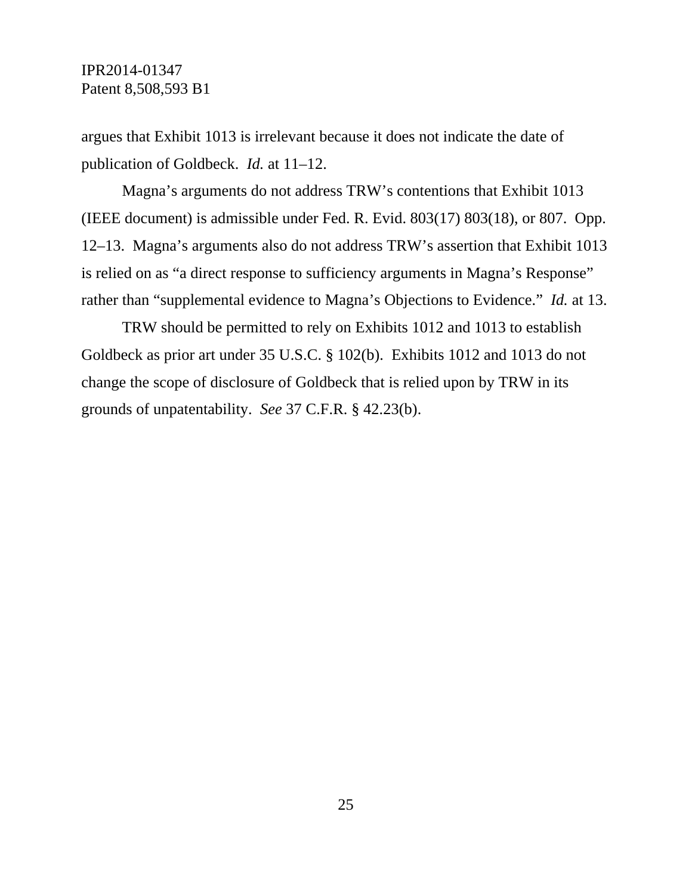argues that Exhibit 1013 is irrelevant because it does not indicate the date of publication of Goldbeck. *Id.* at 11–12.

Magna's arguments do not address TRW's contentions that Exhibit 1013 (IEEE document) is admissible under Fed. R. Evid. 803(17) 803(18), or 807. Opp. 12–13. Magna's arguments also do not address TRW's assertion that Exhibit 1013 is relied on as "a direct response to sufficiency arguments in Magna's Response" rather than "supplemental evidence to Magna's Objections to Evidence." *Id.* at 13.

TRW should be permitted to rely on Exhibits 1012 and 1013 to establish Goldbeck as prior art under 35 U.S.C. § 102(b). Exhibits 1012 and 1013 do not change the scope of disclosure of Goldbeck that is relied upon by TRW in its grounds of unpatentability. *See* 37 C.F.R. § 42.23(b).